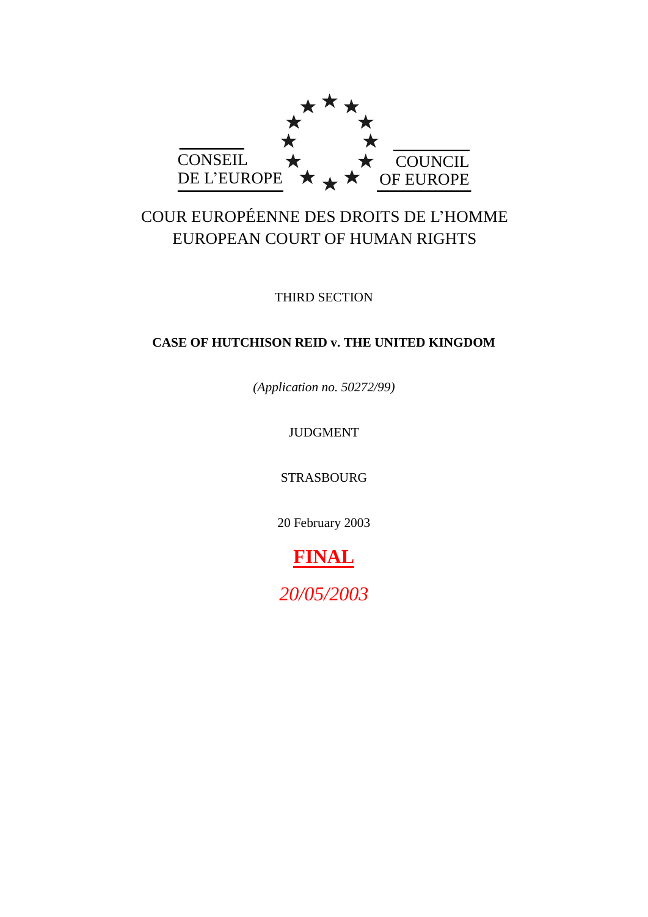CONSEIL DE L'EUROPE

COUNCIL OF EUROPE

COUR EUROPÉENNE DES DROITS DE L'HOMME

EUROPEAN COURT OF HUMAN RIGHTS

THIRD SECTION

**CASE OF HUTCHISON REID v. THE UNITED KINGDOM**

*(Application no. 50272/99)*

JUDGMENT

STRASBOURG

20 February 2003

**FINAL**

*20/05/2003*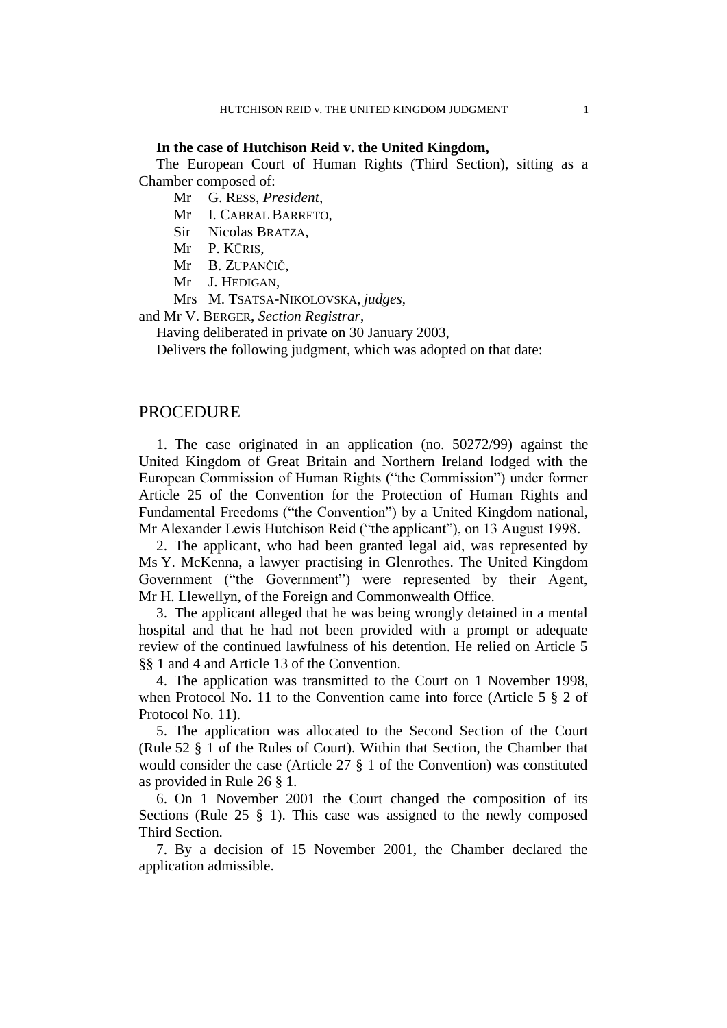**In the case of Hutchison Reid v. the United Kingdom,**

The European Court of Human Rights (Third Section), sitting as a Chamber composed of:

Mr G. RESS, *President*,
Mr I. CABRAL BARRETO,
Sir Nicolas BRATZA,
Mr P. KŪRIS,
Mr B. ZUPANČIČ,
Mr J. HEDIGAN,
Mrs M. TSATSA-NIKOLOVSKA, *judges*,

and Mr V. BERGER, *Section Registrar*,

Having deliberated in private on 30 January 2003,

Delivers the following judgment, which was adopted on that date:

## PROCEDURE

1. The case originated in an application (no. 50272/99) against the United Kingdom of Great Britain and Northern Ireland lodged with the European Commission of Human Rights ("the Commission") under former Article 25 of the Convention for the Protection of Human Rights and Fundamental Freedoms ("the Convention") by a United Kingdom national, Mr Alexander Lewis Hutchison Reid ("the applicant"), on 13 August 1998.

2. The applicant, who had been granted legal aid, was represented by Ms Y. McKenna, a lawyer practising in Glenrothes. The United Kingdom Government ("the Government") were represented by their Agent, Mr H. Llewellyn, of the Foreign and Commonwealth Office.

3. The applicant alleged that he was being wrongly detained in a mental hospital and that he had not been provided with a prompt or adequate review of the continued lawfulness of his detention. He relied on Article 5 §§ 1 and 4 and Article 13 of the Convention.

4. The application was transmitted to the Court on 1 November 1998, when Protocol No. 11 to the Convention came into force (Article 5 § 2 of Protocol No. 11).

5. The application was allocated to the Second Section of the Court (Rule 52 § 1 of the Rules of Court). Within that Section, the Chamber that would consider the case (Article 27 § 1 of the Convention) was constituted as provided in Rule 26 § 1.

6. On 1 November 2001 the Court changed the composition of its Sections (Rule 25 § 1). This case was assigned to the newly composed Third Section.

7. By a decision of 15 November 2001, the Chamber declared the application admissible.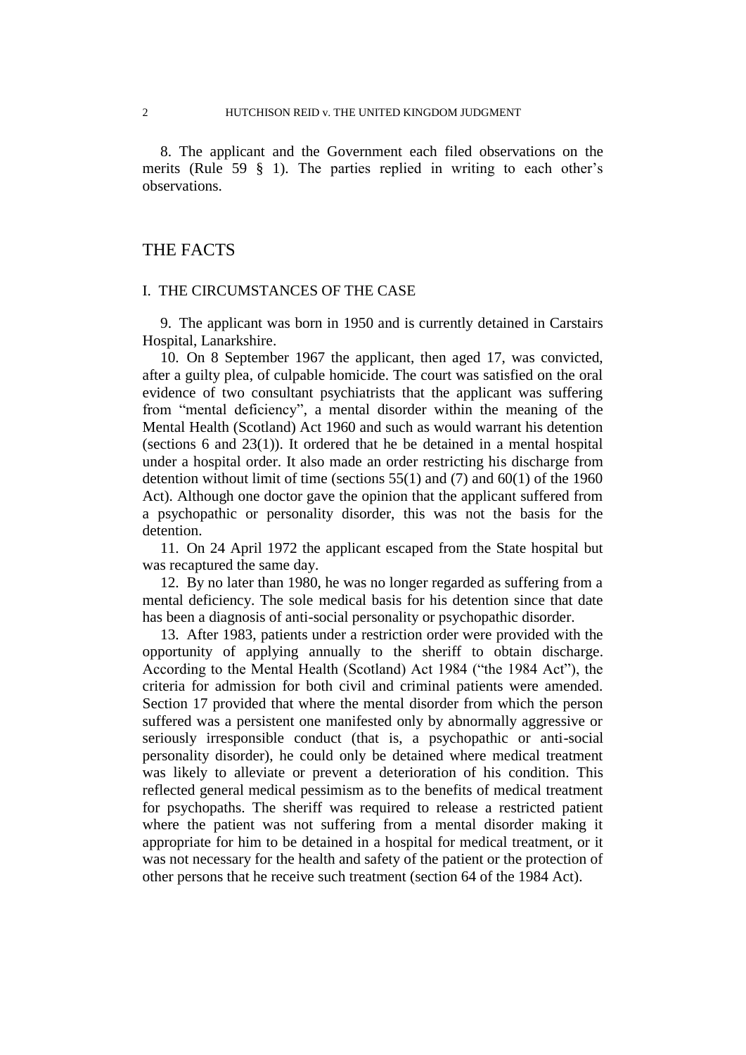8. The applicant and the Government each filed observations on the merits (Rule 59 § 1). The parties replied in writing to each other's observations.

# THE FACTS

## I. THE CIRCUMSTANCES OF THE CASE

9. The applicant was born in 1950 and is currently detained in Carstairs Hospital, Lanarkshire.

10. On 8 September 1967 the applicant, then aged 17, was convicted, after a guilty plea, of culpable homicide. The court was satisfied on the oral evidence of two consultant psychiatrists that the applicant was suffering from "mental deficiency", a mental disorder within the meaning of the Mental Health (Scotland) Act 1960 and such as would warrant his detention (sections 6 and 23(1)). It ordered that he be detained in a mental hospital under a hospital order. It also made an order restricting his discharge from detention without limit of time (sections 55(1) and (7) and 60(1) of the 1960 Act). Although one doctor gave the opinion that the applicant suffered from a psychopathic or personality disorder, this was not the basis for the detention.

11. On 24 April 1972 the applicant escaped from the State hospital but was recaptured the same day.

12. By no later than 1980, he was no longer regarded as suffering from a mental deficiency. The sole medical basis for his detention since that date has been a diagnosis of anti-social personality or psychopathic disorder.

13. After 1983, patients under a restriction order were provided with the opportunity of applying annually to the sheriff to obtain discharge. According to the Mental Health (Scotland) Act 1984 ("the 1984 Act"), the criteria for admission for both civil and criminal patients were amended. Section 17 provided that where the mental disorder from which the person suffered was a persistent one manifested only by abnormally aggressive or seriously irresponsible conduct (that is, a psychopathic or anti-social personality disorder), he could only be detained where medical treatment was likely to alleviate or prevent a deterioration of his condition. This reflected general medical pessimism as to the benefits of medical treatment for psychopaths. The sheriff was required to release a restricted patient where the patient was not suffering from a mental disorder making it appropriate for him to be detained in a hospital for medical treatment, or it was not necessary for the health and safety of the patient or the protection of other persons that he receive such treatment (section 64 of the 1984 Act).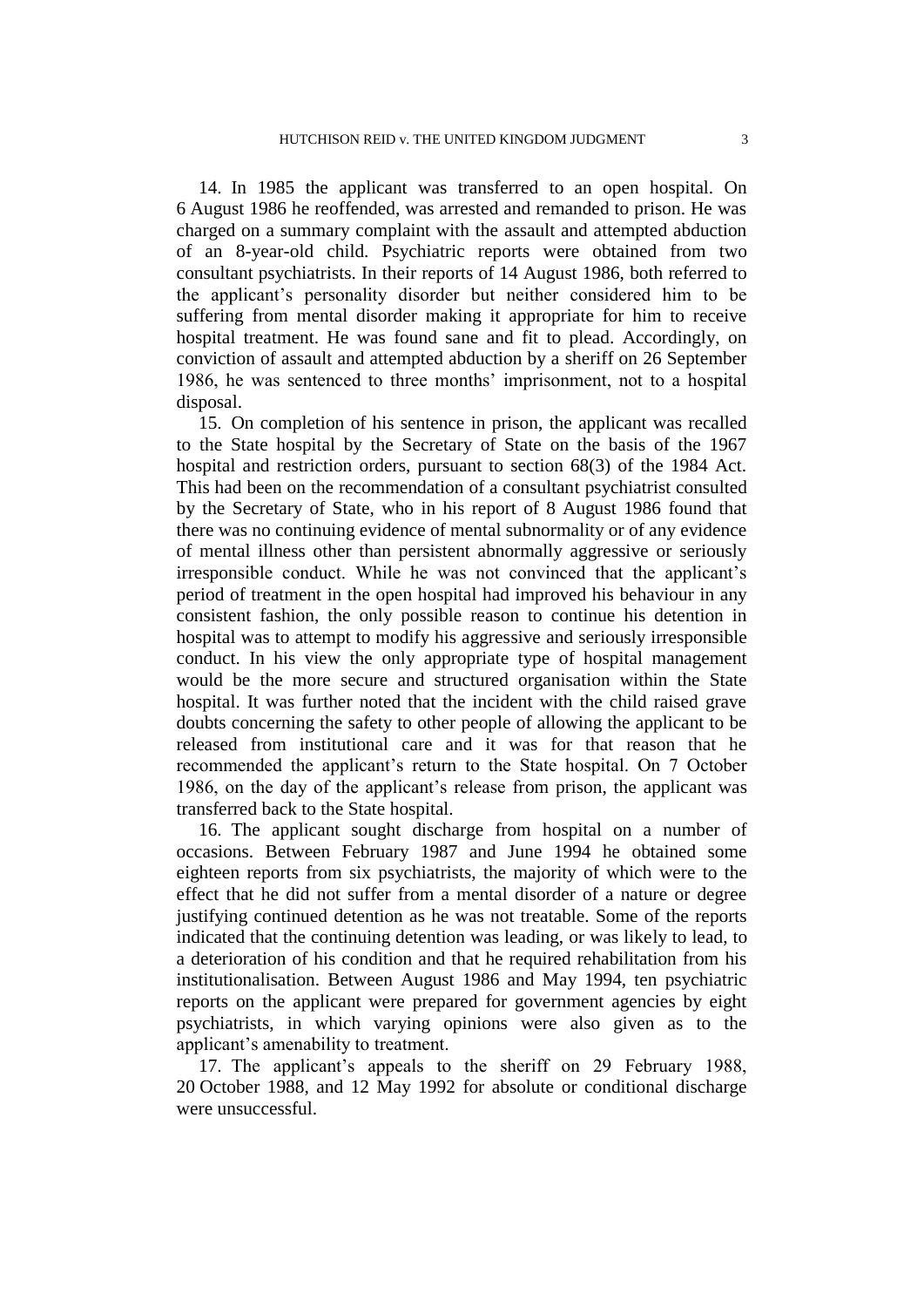14. In 1985 the applicant was transferred to an open hospital. On 6 August 1986 he reoffended, was arrested and remanded to prison. He was charged on a summary complaint with the assault and attempted abduction of an 8-year-old child. Psychiatric reports were obtained from two consultant psychiatrists. In their reports of 14 August 1986, both referred to the applicant's personality disorder but neither considered him to be suffering from mental disorder making it appropriate for him to receive hospital treatment. He was found sane and fit to plead. Accordingly, on conviction of assault and attempted abduction by a sheriff on 26 September 1986, he was sentenced to three months' imprisonment, not to a hospital disposal.

15. On completion of his sentence in prison, the applicant was recalled to the State hospital by the Secretary of State on the basis of the 1967 hospital and restriction orders, pursuant to section 68(3) of the 1984 Act. This had been on the recommendation of a consultant psychiatrist consulted by the Secretary of State, who in his report of 8 August 1986 found that there was no continuing evidence of mental subnormality or of any evidence of mental illness other than persistent abnormally aggressive or seriously irresponsible conduct. While he was not convinced that the applicant's period of treatment in the open hospital had improved his behaviour in any consistent fashion, the only possible reason to continue his detention in hospital was to attempt to modify his aggressive and seriously irresponsible conduct. In his view the only appropriate type of hospital management would be the more secure and structured organisation within the State hospital. It was further noted that the incident with the child raised grave doubts concerning the safety to other people of allowing the applicant to be released from institutional care and it was for that reason that he recommended the applicant's return to the State hospital. On 7 October 1986, on the day of the applicant's release from prison, the applicant was transferred back to the State hospital.

16. The applicant sought discharge from hospital on a number of occasions. Between February 1987 and June 1994 he obtained some eighteen reports from six psychiatrists, the majority of which were to the effect that he did not suffer from a mental disorder of a nature or degree justifying continued detention as he was not treatable. Some of the reports indicated that the continuing detention was leading, or was likely to lead, to a deterioration of his condition and that he required rehabilitation from his institutionalisation. Between August 1986 and May 1994, ten psychiatric reports on the applicant were prepared for government agencies by eight psychiatrists, in which varying opinions were also given as to the applicant's amenability to treatment.

17. The applicant's appeals to the sheriff on 29 February 1988, 20 October 1988, and 12 May 1992 for absolute or conditional discharge were unsuccessful.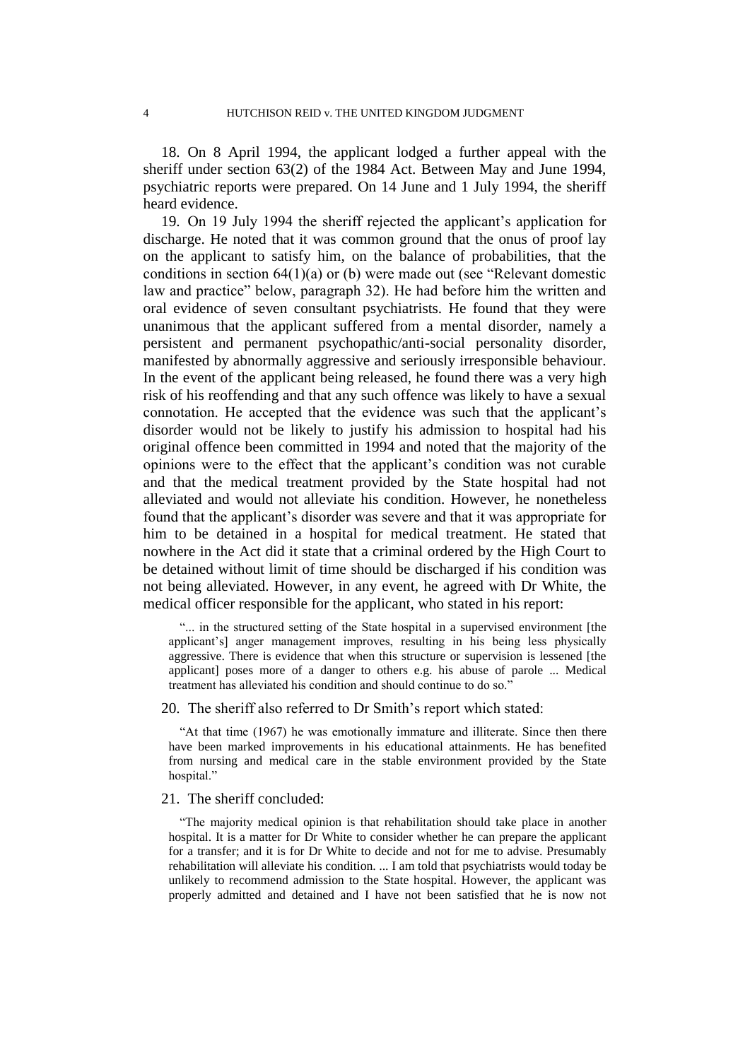18. On 8 April 1994, the applicant lodged a further appeal with the sheriff under section 63(2) of the 1984 Act. Between May and June 1994, psychiatric reports were prepared. On 14 June and 1 July 1994, the sheriff heard evidence.

19. On 19 July 1994 the sheriff rejected the applicant's application for discharge. He noted that it was common ground that the onus of proof lay on the applicant to satisfy him, on the balance of probabilities, that the conditions in section 64(1)(a) or (b) were made out (see "Relevant domestic law and practice" below, paragraph 32). He had before him the written and oral evidence of seven consultant psychiatrists. He found that they were unanimous that the applicant suffered from a mental disorder, namely a persistent and permanent psychopathic/anti-social personality disorder, manifested by abnormally aggressive and seriously irresponsible behaviour. In the event of the applicant being released, he found there was a very high risk of his reoffending and that any such offence was likely to have a sexual connotation. He accepted that the evidence was such that the applicant's disorder would not be likely to justify his admission to hospital had his original offence been committed in 1994 and noted that the majority of the opinions were to the effect that the applicant's condition was not curable and that the medical treatment provided by the State hospital had not alleviated and would not alleviate his condition. However, he nonetheless found that the applicant's disorder was severe and that it was appropriate for him to be detained in a hospital for medical treatment. He stated that nowhere in the Act did it state that a criminal ordered by the High Court to be detained without limit of time should be discharged if his condition was not being alleviated. However, in any event, he agreed with Dr White, the medical officer responsible for the applicant, who stated in his report:

> "... in the structured setting of the State hospital in a supervised environment [the applicant's] anger management improves, resulting in his being less physically aggressive. There is evidence that when this structure or supervision is lessened [the applicant] poses more of a danger to others e.g. his abuse of parole ... Medical treatment has alleviated his condition and should continue to do so."

20. The sheriff also referred to Dr Smith's report which stated:

> "At that time (1967) he was emotionally immature and illiterate. Since then there have been marked improvements in his educational attainments. He has benefited from nursing and medical care in the stable environment provided by the State hospital."

21. The sheriff concluded:

> "The majority medical opinion is that rehabilitation should take place in another hospital. It is a matter for Dr White to consider whether he can prepare the applicant for a transfer; and it is for Dr White to decide and not for me to advise. Presumably rehabilitation will alleviate his condition. ... I am told that psychiatrists would today be unlikely to recommend admission to the State hospital. However, the applicant was properly admitted and detained and I have not been satisfied that he is now not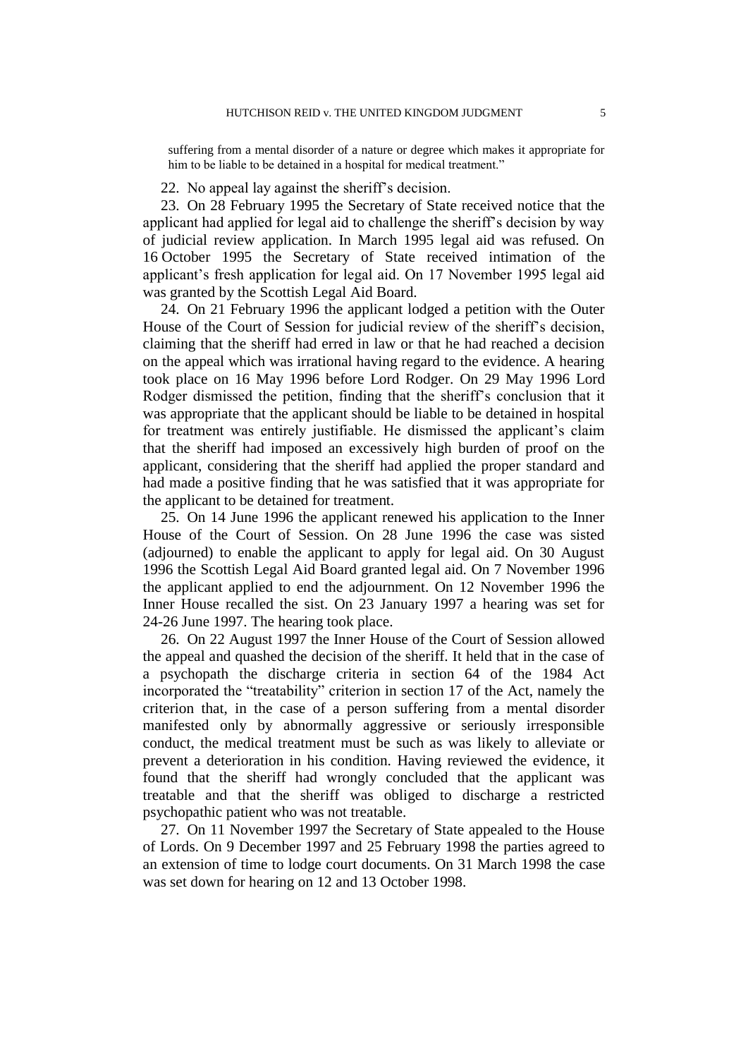suffering from a mental disorder of a nature or degree which makes it appropriate for him to be liable to be detained in a hospital for medical treatment."

22. No appeal lay against the sheriff's decision.

23. On 28 February 1995 the Secretary of State received notice that the applicant had applied for legal aid to challenge the sheriff's decision by way of judicial review application. In March 1995 legal aid was refused. On 16 October 1995 the Secretary of State received intimation of the applicant's fresh application for legal aid. On 17 November 1995 legal aid was granted by the Scottish Legal Aid Board.

24. On 21 February 1996 the applicant lodged a petition with the Outer House of the Court of Session for judicial review of the sheriff's decision, claiming that the sheriff had erred in law or that he had reached a decision on the appeal which was irrational having regard to the evidence. A hearing took place on 16 May 1996 before Lord Rodger. On 29 May 1996 Lord Rodger dismissed the petition, finding that the sheriff's conclusion that it was appropriate that the applicant should be liable to be detained in hospital for treatment was entirely justifiable. He dismissed the applicant's claim that the sheriff had imposed an excessively high burden of proof on the applicant, considering that the sheriff had applied the proper standard and had made a positive finding that he was satisfied that it was appropriate for the applicant to be detained for treatment.

25. On 14 June 1996 the applicant renewed his application to the Inner House of the Court of Session. On 28 June 1996 the case was sisted (adjourned) to enable the applicant to apply for legal aid. On 30 August 1996 the Scottish Legal Aid Board granted legal aid. On 7 November 1996 the applicant applied to end the adjournment. On 12 November 1996 the Inner House recalled the sist. On 23 January 1997 a hearing was set for 24-26 June 1997. The hearing took place.

26. On 22 August 1997 the Inner House of the Court of Session allowed the appeal and quashed the decision of the sheriff. It held that in the case of a psychopath the discharge criteria in section 64 of the 1984 Act incorporated the "treatability" criterion in section 17 of the Act, namely the criterion that, in the case of a person suffering from a mental disorder manifested only by abnormally aggressive or seriously irresponsible conduct, the medical treatment must be such as was likely to alleviate or prevent a deterioration in his condition. Having reviewed the evidence, it found that the sheriff had wrongly concluded that the applicant was treatable and that the sheriff was obliged to discharge a restricted psychopathic patient who was not treatable.

27. On 11 November 1997 the Secretary of State appealed to the House of Lords. On 9 December 1997 and 25 February 1998 the parties agreed to an extension of time to lodge court documents. On 31 March 1998 the case was set down for hearing on 12 and 13 October 1998.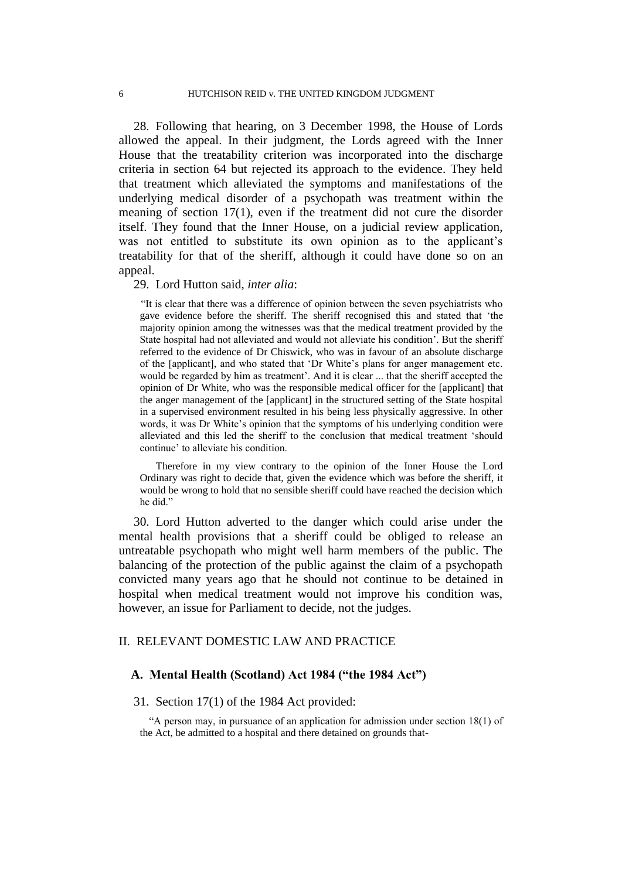28. Following that hearing, on 3 December 1998, the House of Lords allowed the appeal. In their judgment, the Lords agreed with the Inner House that the treatability criterion was incorporated into the discharge criteria in section 64 but rejected its approach to the evidence. They held that treatment which alleviated the symptoms and manifestations of the underlying medical disorder of a psychopath was treatment within the meaning of section 17(1), even if the treatment did not cure the disorder itself. They found that the Inner House, on a judicial review application, was not entitled to substitute its own opinion as to the applicant's treatability for that of the sheriff, although it could have done so on an appeal.

29. Lord Hutton said, *inter alia*:

> "It is clear that there was a difference of opinion between the seven psychiatrists who gave evidence before the sheriff. The sheriff recognised this and stated that 'the majority opinion among the witnesses was that the medical treatment provided by the State hospital had not alleviated and would not alleviate his condition'. But the sheriff referred to the evidence of Dr Chiswick, who was in favour of an absolute discharge of the [applicant], and who stated that 'Dr White's plans for anger management etc. would be regarded by him as treatment'. And it is clear ... that the sheriff accepted the opinion of Dr White, who was the responsible medical officer for the [applicant] that the anger management of the [applicant] in the structured setting of the State hospital in a supervised environment resulted in his being less physically aggressive. In other words, it was Dr White's opinion that the symptoms of his underlying condition were alleviated and this led the sheriff to the conclusion that medical treatment 'should continue' to alleviate his condition.
>
> Therefore in my view contrary to the opinion of the Inner House the Lord Ordinary was right to decide that, given the evidence which was before the sheriff, it would be wrong to hold that no sensible sheriff could have reached the decision which he did."

30. Lord Hutton adverted to the danger which could arise under the mental health provisions that a sheriff could be obliged to release an untreatable psychopath who might well harm members of the public. The balancing of the protection of the public against the claim of a psychopath convicted many years ago that he should not continue to be detained in hospital when medical treatment would not improve his condition was, however, an issue for Parliament to decide, not the judges.

## II. RELEVANT DOMESTIC LAW AND PRACTICE

### A. Mental Health (Scotland) Act 1984 ("the 1984 Act")

31. Section 17(1) of the 1984 Act provided:

> "A person may, in pursuance of an application for admission under section 18(1) of the Act, be admitted to a hospital and there detained on grounds that-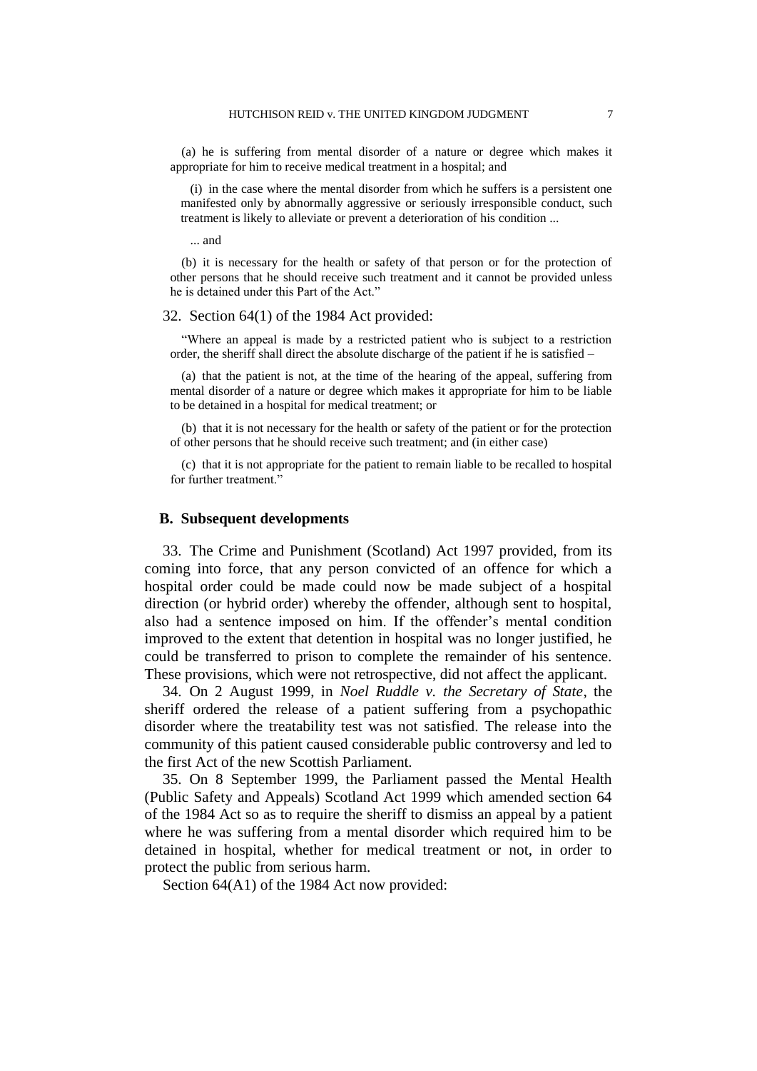(a) he is suffering from mental disorder of a nature or degree which makes it appropriate for him to receive medical treatment in a hospital; and

(i) in the case where the mental disorder from which he suffers is a persistent one manifested only by abnormally aggressive or seriously irresponsible conduct, such treatment is likely to alleviate or prevent a deterioration of his condition ...

... and

(b) it is necessary for the health or safety of that person or for the protection of other persons that he should receive such treatment and it cannot be provided unless he is detained under this Part of the Act."

32. Section 64(1) of the 1984 Act provided:

"Where an appeal is made by a restricted patient who is subject to a restriction order, the sheriff shall direct the absolute discharge of the patient if he is satisfied –

(a) that the patient is not, at the time of the hearing of the appeal, suffering from mental disorder of a nature or degree which makes it appropriate for him to be liable to be detained in a hospital for medical treatment; or

(b) that it is not necessary for the health or safety of the patient or for the protection of other persons that he should receive such treatment; and (in either case)

(c) that it is not appropriate for the patient to remain liable to be recalled to hospital for further treatment."

## B. Subsequent developments

33. The Crime and Punishment (Scotland) Act 1997 provided, from its coming into force, that any person convicted of an offence for which a hospital order could be made could now be made subject of a hospital direction (or hybrid order) whereby the offender, although sent to hospital, also had a sentence imposed on him. If the offender's mental condition improved to the extent that detention in hospital was no longer justified, he could be transferred to prison to complete the remainder of his sentence. These provisions, which were not retrospective, did not affect the applicant.

34. On 2 August 1999, in *Noel Ruddle v. the Secretary of State*, the sheriff ordered the release of a patient suffering from a psychopathic disorder where the treatability test was not satisfied. The release into the community of this patient caused considerable public controversy and led to the first Act of the new Scottish Parliament.

35. On 8 September 1999, the Parliament passed the Mental Health (Public Safety and Appeals) Scotland Act 1999 which amended section 64 of the 1984 Act so as to require the sheriff to dismiss an appeal by a patient where he was suffering from a mental disorder which required him to be detained in hospital, whether for medical treatment or not, in order to protect the public from serious harm.

Section 64(A1) of the 1984 Act now provided: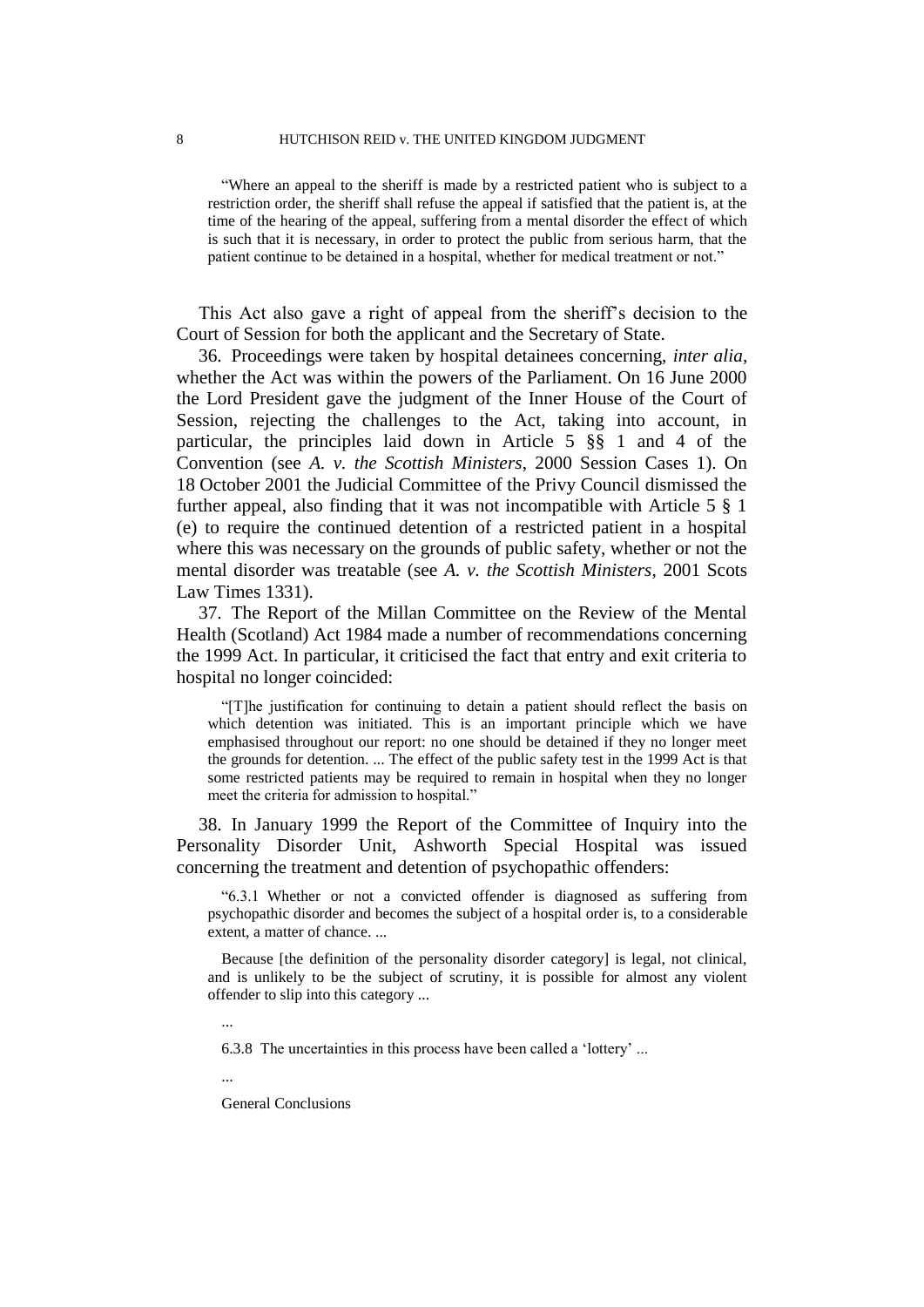> "Where an appeal to the sheriff is made by a restricted patient who is subject to a restriction order, the sheriff shall refuse the appeal if satisfied that the patient is, at the time of the hearing of the appeal, suffering from a mental disorder the effect of which is such that it is necessary, in order to protect the public from serious harm, that the patient continue to be detained in a hospital, whether for medical treatment or not."

This Act also gave a right of appeal from the sheriff's decision to the Court of Session for both the applicant and the Secretary of State.

36. Proceedings were taken by hospital detainees concerning, *inter alia*, whether the Act was within the powers of the Parliament. On 16 June 2000 the Lord President gave the judgment of the Inner House of the Court of Session, rejecting the challenges to the Act, taking into account, in particular, the principles laid down in Article 5 §§ 1 and 4 of the Convention (see *A. v. the Scottish Ministers*, 2000 Session Cases 1). On 18 October 2001 the Judicial Committee of the Privy Council dismissed the further appeal, also finding that it was not incompatible with Article 5 § 1 (e) to require the continued detention of a restricted patient in a hospital where this was necessary on the grounds of public safety, whether or not the mental disorder was treatable (see *A. v. the Scottish Ministers*, 2001 Scots Law Times 1331).

37. The Report of the Millan Committee on the Review of the Mental Health (Scotland) Act 1984 made a number of recommendations concerning the 1999 Act. In particular, it criticised the fact that entry and exit criteria to hospital no longer coincided:

> "[T]he justification for continuing to detain a patient should reflect the basis on which detention was initiated. This is an important principle which we have emphasised throughout our report: no one should be detained if they no longer meet the grounds for detention. ... The effect of the public safety test in the 1999 Act is that some restricted patients may be required to remain in hospital when they no longer meet the criteria for admission to hospital."

38. In January 1999 the Report of the Committee of Inquiry into the Personality Disorder Unit, Ashworth Special Hospital was issued concerning the treatment and detention of psychopathic offenders:

> "6.3.1 Whether or not a convicted offender is diagnosed as suffering from psychopathic disorder and becomes the subject of a hospital order is, to a considerable extent, a matter of chance. ...
>
> Because [the definition of the personality disorder category] is legal, not clinical, and is unlikely to be the subject of scrutiny, it is possible for almost any violent offender to slip into this category ...
>
> ...
>
> 6.3.8 The uncertainties in this process have been called a 'lottery' ...
>
> ...
>
> General Conclusions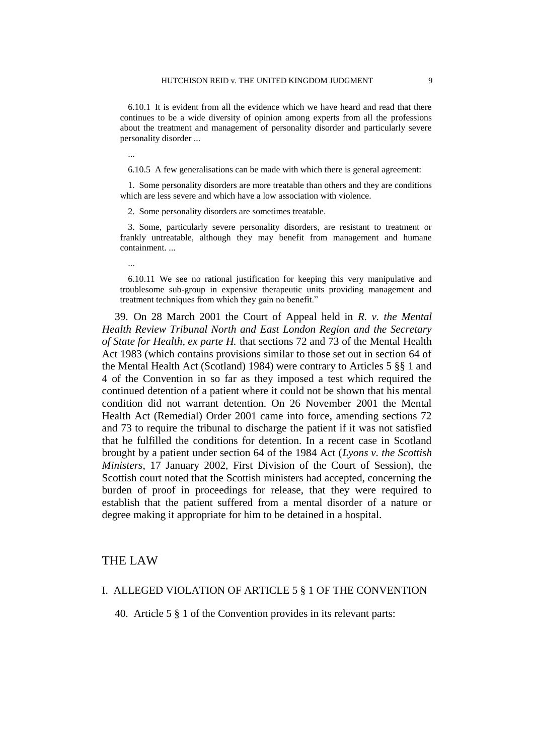6.10.1 It is evident from all the evidence which we have heard and read that there continues to be a wide diversity of opinion among experts from all the professions about the treatment and management of personality disorder and particularly severe personality disorder ...

...

6.10.5 A few generalisations can be made with which there is general agreement:

1. Some personality disorders are more treatable than others and they are conditions which are less severe and which have a low association with violence.

2. Some personality disorders are sometimes treatable.

3. Some, particularly severe personality disorders, are resistant to treatment or frankly untreatable, although they may benefit from management and humane containment. ...

...

6.10.11 We see no rational justification for keeping this very manipulative and troublesome sub-group in expensive therapeutic units providing management and treatment techniques from which they gain no benefit."

39. On 28 March 2001 the Court of Appeal held in *R. v. the Mental Health Review Tribunal North and East London Region and the Secretary of State for Health, ex parte H.* that sections 72 and 73 of the Mental Health Act 1983 (which contains provisions similar to those set out in section 64 of the Mental Health Act (Scotland) 1984) were contrary to Articles 5 §§ 1 and 4 of the Convention in so far as they imposed a test which required the continued detention of a patient where it could not be shown that his mental condition did not warrant detention. On 26 November 2001 the Mental Health Act (Remedial) Order 2001 came into force, amending sections 72 and 73 to require the tribunal to discharge the patient if it was not satisfied that he fulfilled the conditions for detention. In a recent case in Scotland brought by a patient under section 64 of the 1984 Act (*Lyons v. the Scottish Ministers*, 17 January 2002, First Division of the Court of Session), the Scottish court noted that the Scottish ministers had accepted, concerning the burden of proof in proceedings for release, that they were required to establish that the patient suffered from a mental disorder of a nature or degree making it appropriate for him to be detained in a hospital.

# THE LAW

## I. ALLEGED VIOLATION OF ARTICLE 5 § 1 OF THE CONVENTION

40. Article 5 § 1 of the Convention provides in its relevant parts: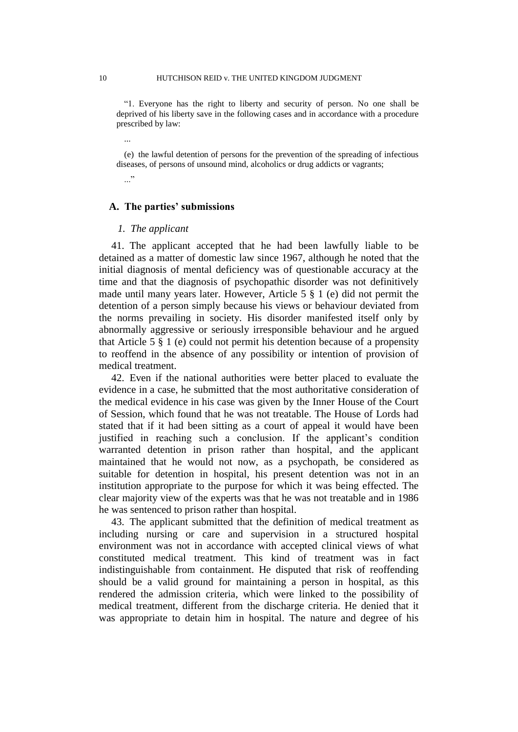"1. Everyone has the right to liberty and security of person. No one shall be deprived of his liberty save in the following cases and in accordance with a procedure prescribed by law:

...

(e) the lawful detention of persons for the prevention of the spreading of infectious diseases, of persons of unsound mind, alcoholics or drug addicts or vagrants;

..."

## A. The parties' submissions

### *1. The applicant*

41. The applicant accepted that he had been lawfully liable to be detained as a matter of domestic law since 1967, although he noted that the initial diagnosis of mental deficiency was of questionable accuracy at the time and that the diagnosis of psychopathic disorder was not definitively made until many years later. However, Article 5 § 1 (e) did not permit the detention of a person simply because his views or behaviour deviated from the norms prevailing in society. His disorder manifested itself only by abnormally aggressive or seriously irresponsible behaviour and he argued that Article 5 § 1 (e) could not permit his detention because of a propensity to reoffend in the absence of any possibility or intention of provision of medical treatment.

42. Even if the national authorities were better placed to evaluate the evidence in a case, he submitted that the most authoritative consideration of the medical evidence in his case was given by the Inner House of the Court of Session, which found that he was not treatable. The House of Lords had stated that if it had been sitting as a court of appeal it would have been justified in reaching such a conclusion. If the applicant's condition warranted detention in prison rather than hospital, and the applicant maintained that he would not now, as a psychopath, be considered as suitable for detention in hospital, his present detention was not in an institution appropriate to the purpose for which it was being effected. The clear majority view of the experts was that he was not treatable and in 1986 he was sentenced to prison rather than hospital.

43. The applicant submitted that the definition of medical treatment as including nursing or care and supervision in a structured hospital environment was not in accordance with accepted clinical views of what constituted medical treatment. This kind of treatment was in fact indistinguishable from containment. He disputed that risk of reoffending should be a valid ground for maintaining a person in hospital, as this rendered the admission criteria, which were linked to the possibility of medical treatment, different from the discharge criteria. He denied that it was appropriate to detain him in hospital. The nature and degree of his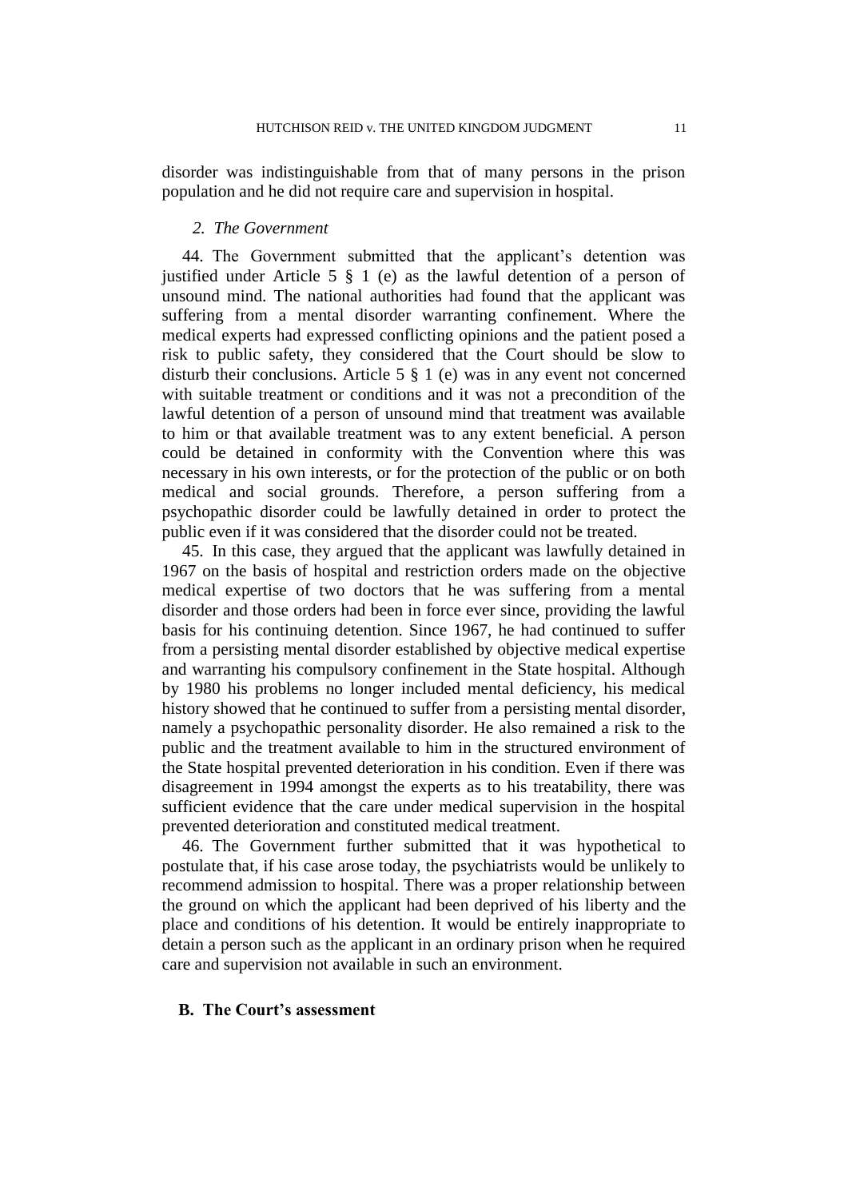disorder was indistinguishable from that of many persons in the prison population and he did not require care and supervision in hospital.

### *2. The Government*

44. The Government submitted that the applicant's detention was justified under Article 5 § 1 (e) as the lawful detention of a person of unsound mind. The national authorities had found that the applicant was suffering from a mental disorder warranting confinement. Where the medical experts had expressed conflicting opinions and the patient posed a risk to public safety, they considered that the Court should be slow to disturb their conclusions. Article 5 § 1 (e) was in any event not concerned with suitable treatment or conditions and it was not a precondition of the lawful detention of a person of unsound mind that treatment was available to him or that available treatment was to any extent beneficial. A person could be detained in conformity with the Convention where this was necessary in his own interests, or for the protection of the public or on both medical and social grounds. Therefore, a person suffering from a psychopathic disorder could be lawfully detained in order to protect the public even if it was considered that the disorder could not be treated.

45. In this case, they argued that the applicant was lawfully detained in 1967 on the basis of hospital and restriction orders made on the objective medical expertise of two doctors that he was suffering from a mental disorder and those orders had been in force ever since, providing the lawful basis for his continuing detention. Since 1967, he had continued to suffer from a persisting mental disorder established by objective medical expertise and warranting his compulsory confinement in the State hospital. Although by 1980 his problems no longer included mental deficiency, his medical history showed that he continued to suffer from a persisting mental disorder, namely a psychopathic personality disorder. He also remained a risk to the public and the treatment available to him in the structured environment of the State hospital prevented deterioration in his condition. Even if there was disagreement in 1994 amongst the experts as to his treatability, there was sufficient evidence that the care under medical supervision in the hospital prevented deterioration and constituted medical treatment.

46. The Government further submitted that it was hypothetical to postulate that, if his case arose today, the psychiatrists would be unlikely to recommend admission to hospital. There was a proper relationship between the ground on which the applicant had been deprived of his liberty and the place and conditions of his detention. It would be entirely inappropriate to detain a person such as the applicant in an ordinary prison when he required care and supervision not available in such an environment.

## B. The Court's assessment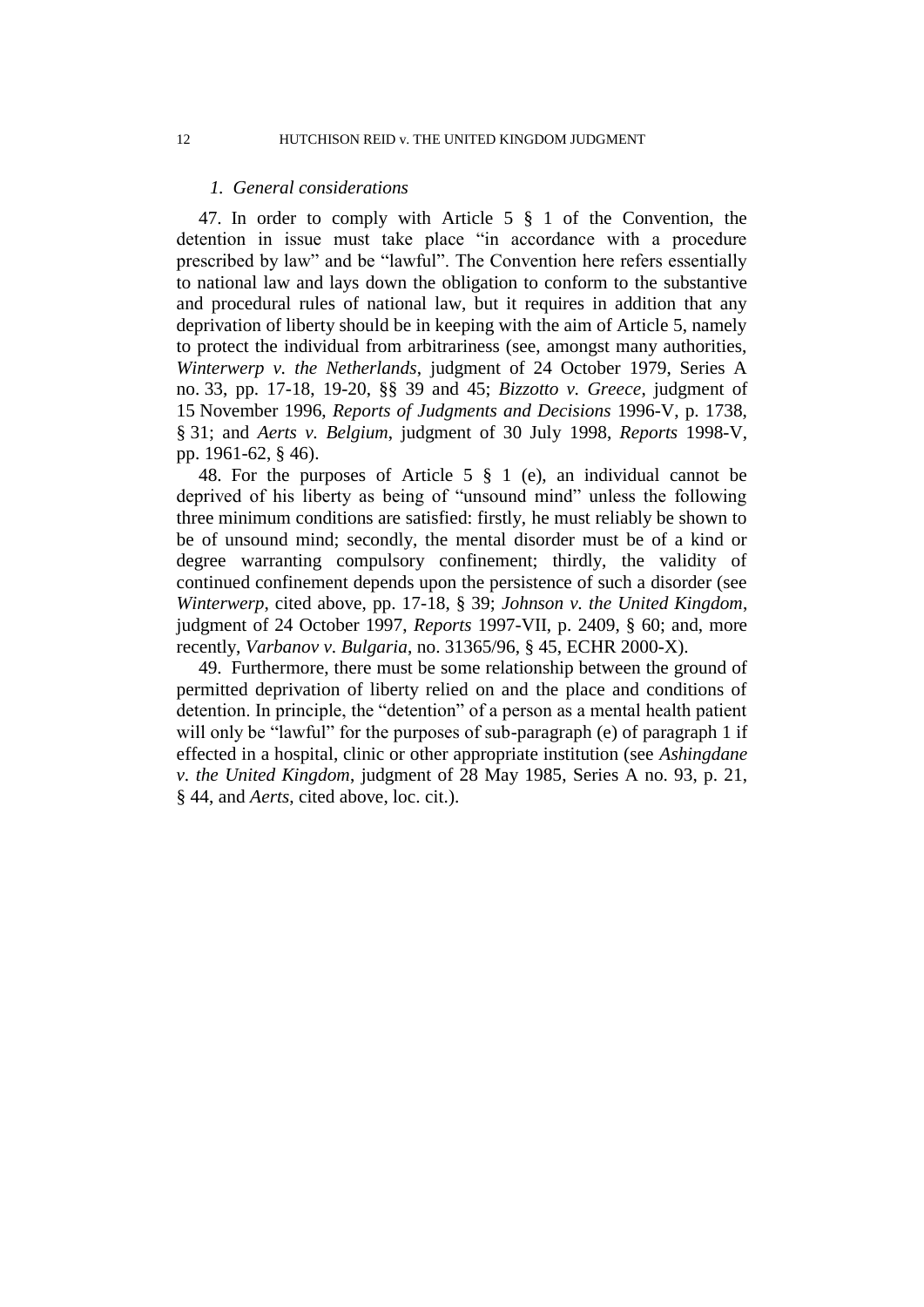### *1. General considerations*

47. In order to comply with Article 5 § 1 of the Convention, the detention in issue must take place "in accordance with a procedure prescribed by law" and be "lawful". The Convention here refers essentially to national law and lays down the obligation to conform to the substantive and procedural rules of national law, but it requires in addition that any deprivation of liberty should be in keeping with the aim of Article 5, namely to protect the individual from arbitrariness (see, amongst many authorities, *Winterwerp v. the Netherlands*, judgment of 24 October 1979, Series A no. 33, pp. 17-18, 19-20, §§ 39 and 45; *Bizzotto v. Greece*, judgment of 15 November 1996, *Reports of Judgments and Decisions* 1996-V, p. 1738, § 31; and *Aerts v. Belgium*, judgment of 30 July 1998, *Reports* 1998-V, pp. 1961-62, § 46).

48. For the purposes of Article 5 § 1 (e), an individual cannot be deprived of his liberty as being of "unsound mind" unless the following three minimum conditions are satisfied: firstly, he must reliably be shown to be of unsound mind; secondly, the mental disorder must be of a kind or degree warranting compulsory confinement; thirdly, the validity of continued confinement depends upon the persistence of such a disorder (see *Winterwerp*, cited above, pp. 17-18, § 39; *Johnson v. the United Kingdom*, judgment of 24 October 1997, *Reports* 1997-VII, p. 2409, § 60; and, more recently, *Varbanov v. Bulgaria*, no. 31365/96, § 45, ECHR 2000-X).

49. Furthermore, there must be some relationship between the ground of permitted deprivation of liberty relied on and the place and conditions of detention. In principle, the "detention" of a person as a mental health patient will only be "lawful" for the purposes of sub-paragraph (e) of paragraph 1 if effected in a hospital, clinic or other appropriate institution (see *Ashingdane v. the United Kingdom*, judgment of 28 May 1985, Series A no. 93, p. 21, § 44, and *Aerts*, cited above, loc. cit.).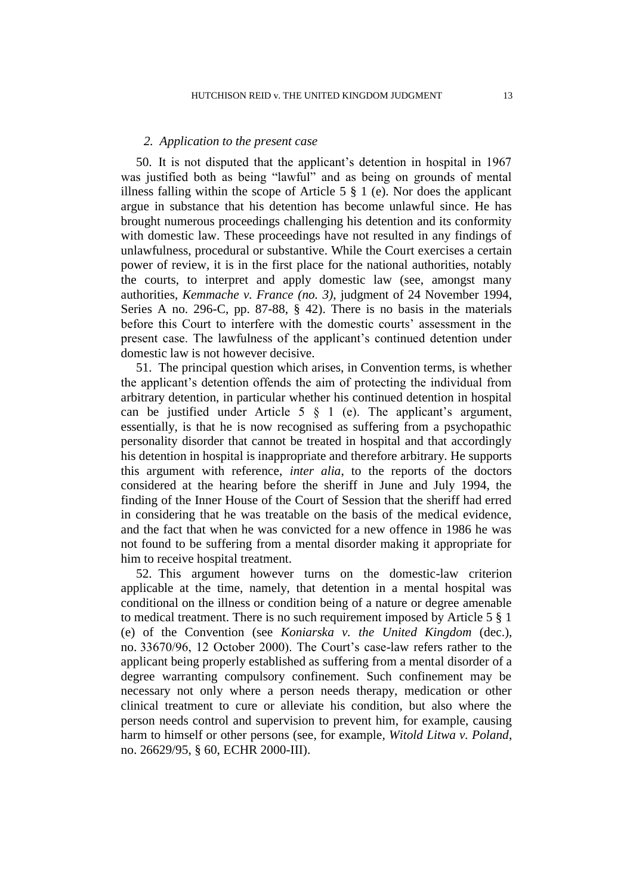### *2. Application to the present case*

50. It is not disputed that the applicant's detention in hospital in 1967 was justified both as being "lawful" and as being on grounds of mental illness falling within the scope of Article 5 § 1 (e). Nor does the applicant argue in substance that his detention has become unlawful since. He has brought numerous proceedings challenging his detention and its conformity with domestic law. These proceedings have not resulted in any findings of unlawfulness, procedural or substantive. While the Court exercises a certain power of review, it is in the first place for the national authorities, notably the courts, to interpret and apply domestic law (see, amongst many authorities, *Kemmache v. France (no. 3)*, judgment of 24 November 1994, Series A no. 296-C, pp. 87-88, § 42). There is no basis in the materials before this Court to interfere with the domestic courts' assessment in the present case. The lawfulness of the applicant's continued detention under domestic law is not however decisive.

51. The principal question which arises, in Convention terms, is whether the applicant's detention offends the aim of protecting the individual from arbitrary detention, in particular whether his continued detention in hospital can be justified under Article 5 § 1 (e). The applicant's argument, essentially, is that he is now recognised as suffering from a psychopathic personality disorder that cannot be treated in hospital and that accordingly his detention in hospital is inappropriate and therefore arbitrary. He supports this argument with reference, *inter alia*, to the reports of the doctors considered at the hearing before the sheriff in June and July 1994, the finding of the Inner House of the Court of Session that the sheriff had erred in considering that he was treatable on the basis of the medical evidence, and the fact that when he was convicted for a new offence in 1986 he was not found to be suffering from a mental disorder making it appropriate for him to receive hospital treatment.

52. This argument however turns on the domestic-law criterion applicable at the time, namely, that detention in a mental hospital was conditional on the illness or condition being of a nature or degree amenable to medical treatment. There is no such requirement imposed by Article 5 § 1 (e) of the Convention (see *Koniarska v. the United Kingdom* (dec.), no. 33670/96, 12 October 2000). The Court's case-law refers rather to the applicant being properly established as suffering from a mental disorder of a degree warranting compulsory confinement. Such confinement may be necessary not only where a person needs therapy, medication or other clinical treatment to cure or alleviate his condition, but also where the person needs control and supervision to prevent him, for example, causing harm to himself or other persons (see, for example, *Witold Litwa v. Poland*, no. 26629/95, § 60, ECHR 2000-III).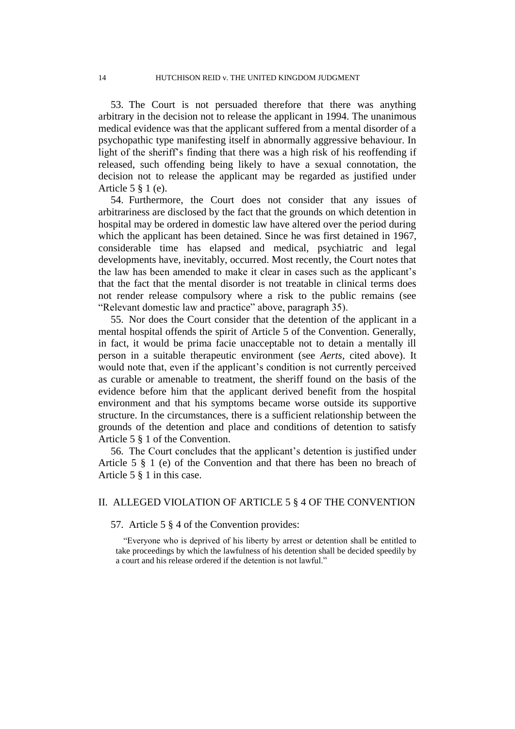53. The Court is not persuaded therefore that there was anything arbitrary in the decision not to release the applicant in 1994. The unanimous medical evidence was that the applicant suffered from a mental disorder of a psychopathic type manifesting itself in abnormally aggressive behaviour. In light of the sheriff's finding that there was a high risk of his reoffending if released, such offending being likely to have a sexual connotation, the decision not to release the applicant may be regarded as justified under Article 5 § 1 (e).

54. Furthermore, the Court does not consider that any issues of arbitrariness are disclosed by the fact that the grounds on which detention in hospital may be ordered in domestic law have altered over the period during which the applicant has been detained. Since he was first detained in 1967, considerable time has elapsed and medical, psychiatric and legal developments have, inevitably, occurred. Most recently, the Court notes that the law has been amended to make it clear in cases such as the applicant's that the fact that the mental disorder is not treatable in clinical terms does not render release compulsory where a risk to the public remains (see "Relevant domestic law and practice" above, paragraph 35).

55. Nor does the Court consider that the detention of the applicant in a mental hospital offends the spirit of Article 5 of the Convention. Generally, in fact, it would be prima facie unacceptable not to detain a mentally ill person in a suitable therapeutic environment (see *Aerts*, cited above). It would note that, even if the applicant's condition is not currently perceived as curable or amenable to treatment, the sheriff found on the basis of the evidence before him that the applicant derived benefit from the hospital environment and that his symptoms became worse outside its supportive structure. In the circumstances, there is a sufficient relationship between the grounds of the detention and place and conditions of detention to satisfy Article 5 § 1 of the Convention.

56. The Court concludes that the applicant's detention is justified under Article 5 § 1 (e) of the Convention and that there has been no breach of Article 5 § 1 in this case.

## II. ALLEGED VIOLATION OF ARTICLE 5 § 4 OF THE CONVENTION

57. Article 5 § 4 of the Convention provides:

> "Everyone who is deprived of his liberty by arrest or detention shall be entitled to take proceedings by which the lawfulness of his detention shall be decided speedily by a court and his release ordered if the detention is not lawful."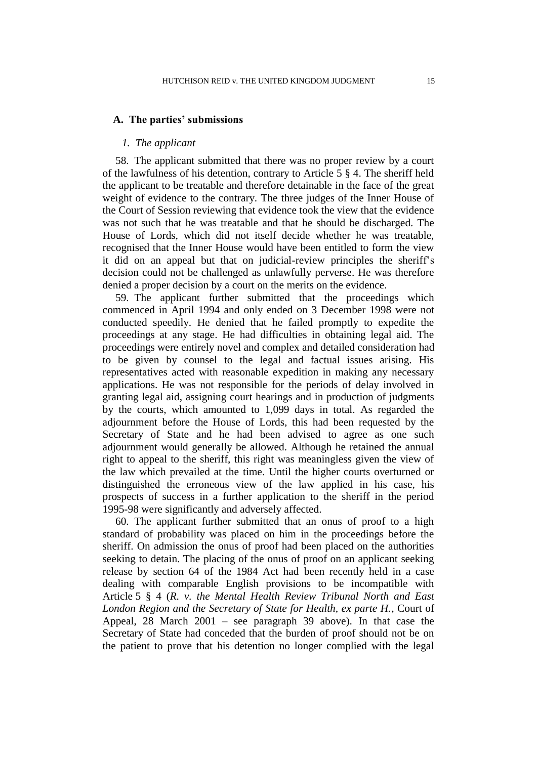### A. The parties' submissions

#### *1. The applicant*

58. The applicant submitted that there was no proper review by a court of the lawfulness of his detention, contrary to Article 5 § 4. The sheriff held the applicant to be treatable and therefore detainable in the face of the great weight of evidence to the contrary. The three judges of the Inner House of the Court of Session reviewing that evidence took the view that the evidence was not such that he was treatable and that he should be discharged. The House of Lords, which did not itself decide whether he was treatable, recognised that the Inner House would have been entitled to form the view it did on an appeal but that on judicial-review principles the sheriff's decision could not be challenged as unlawfully perverse. He was therefore denied a proper decision by a court on the merits on the evidence.

59. The applicant further submitted that the proceedings which commenced in April 1994 and only ended on 3 December 1998 were not conducted speedily. He denied that he failed promptly to expedite the proceedings at any stage. He had difficulties in obtaining legal aid. The proceedings were entirely novel and complex and detailed consideration had to be given by counsel to the legal and factual issues arising. His representatives acted with reasonable expedition in making any necessary applications. He was not responsible for the periods of delay involved in granting legal aid, assigning court hearings and in production of judgments by the courts, which amounted to 1,099 days in total. As regarded the adjournment before the House of Lords, this had been requested by the Secretary of State and he had been advised to agree as one such adjournment would generally be allowed. Although he retained the annual right to appeal to the sheriff, this right was meaningless given the view of the law which prevailed at the time. Until the higher courts overturned or distinguished the erroneous view of the law applied in his case, his prospects of success in a further application to the sheriff in the period 1995-98 were significantly and adversely affected.

60. The applicant further submitted that an onus of proof to a high standard of probability was placed on him in the proceedings before the sheriff. On admission the onus of proof had been placed on the authorities seeking to detain. The placing of the onus of proof on an applicant seeking release by section 64 of the 1984 Act had been recently held in a case dealing with comparable English provisions to be incompatible with Article 5 § 4 (*R. v. the Mental Health Review Tribunal North and East London Region and the Secretary of State for Health, ex parte H.*, Court of Appeal, 28 March 2001 – see paragraph 39 above). In that case the Secretary of State had conceded that the burden of proof should not be on the patient to prove that his detention no longer complied with the legal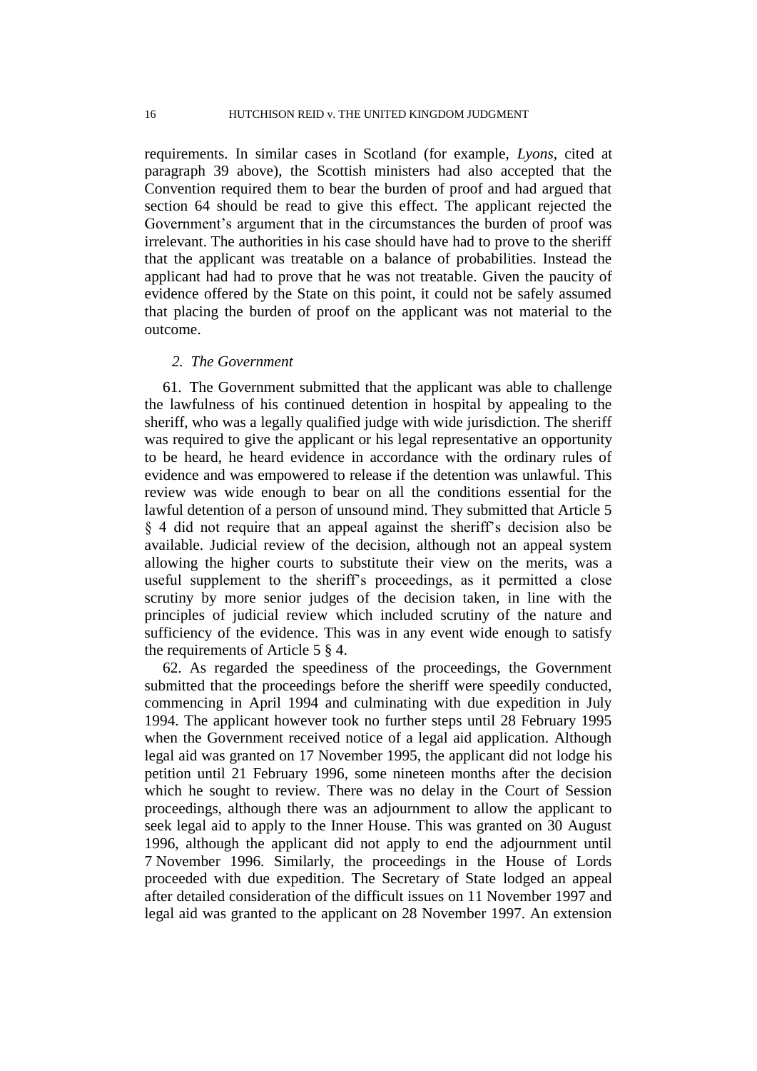requirements. In similar cases in Scotland (for example, *Lyons*, cited at paragraph 39 above), the Scottish ministers had also accepted that the Convention required them to bear the burden of proof and had argued that section 64 should be read to give this effect. The applicant rejected the Government's argument that in the circumstances the burden of proof was irrelevant. The authorities in his case should have had to prove to the sheriff that the applicant was treatable on a balance of probabilities. Instead the applicant had had to prove that he was not treatable. Given the paucity of evidence offered by the State on this point, it could not be safely assumed that placing the burden of proof on the applicant was not material to the outcome.

### *2. The Government*

61. The Government submitted that the applicant was able to challenge the lawfulness of his continued detention in hospital by appealing to the sheriff, who was a legally qualified judge with wide jurisdiction. The sheriff was required to give the applicant or his legal representative an opportunity to be heard, he heard evidence in accordance with the ordinary rules of evidence and was empowered to release if the detention was unlawful. This review was wide enough to bear on all the conditions essential for the lawful detention of a person of unsound mind. They submitted that Article 5 § 4 did not require that an appeal against the sheriff's decision also be available. Judicial review of the decision, although not an appeal system allowing the higher courts to substitute their view on the merits, was a useful supplement to the sheriff's proceedings, as it permitted a close scrutiny by more senior judges of the decision taken, in line with the principles of judicial review which included scrutiny of the nature and sufficiency of the evidence. This was in any event wide enough to satisfy the requirements of Article 5 § 4.

62. As regarded the speediness of the proceedings, the Government submitted that the proceedings before the sheriff were speedily conducted, commencing in April 1994 and culminating with due expedition in July 1994. The applicant however took no further steps until 28 February 1995 when the Government received notice of a legal aid application. Although legal aid was granted on 17 November 1995, the applicant did not lodge his petition until 21 February 1996, some nineteen months after the decision which he sought to review. There was no delay in the Court of Session proceedings, although there was an adjournment to allow the applicant to seek legal aid to apply to the Inner House. This was granted on 30 August 1996, although the applicant did not apply to end the adjournment until 7 November 1996. Similarly, the proceedings in the House of Lords proceeded with due expedition. The Secretary of State lodged an appeal after detailed consideration of the difficult issues on 11 November 1997 and legal aid was granted to the applicant on 28 November 1997. An extension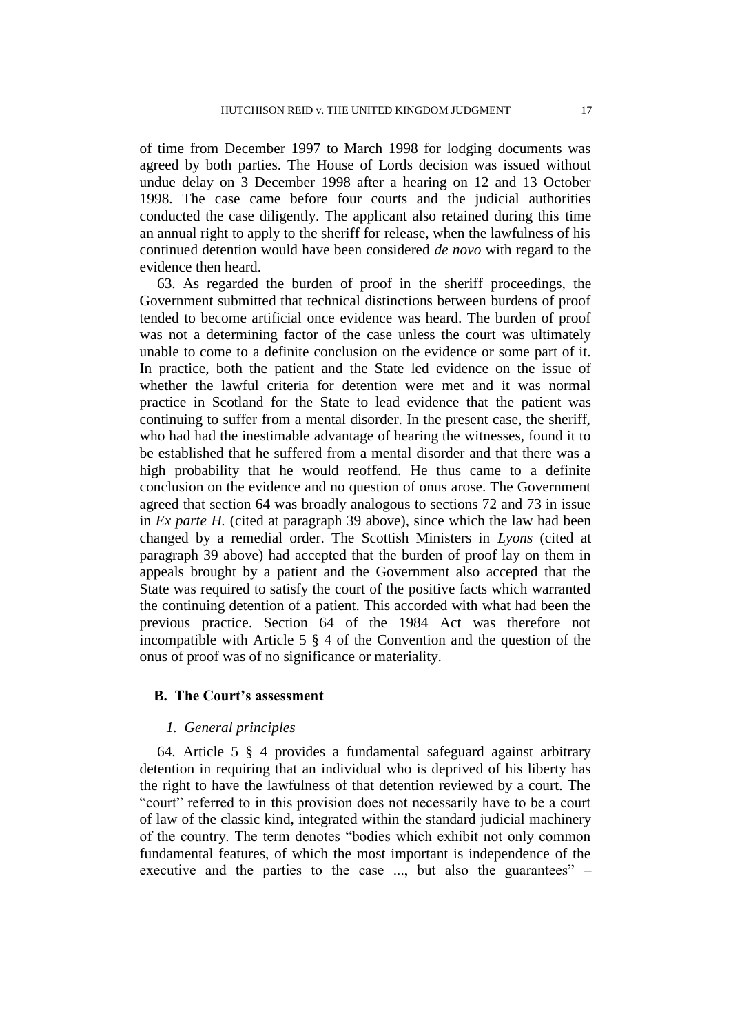of time from December 1997 to March 1998 for lodging documents was agreed by both parties. The House of Lords decision was issued without undue delay on 3 December 1998 after a hearing on 12 and 13 October 1998. The case came before four courts and the judicial authorities conducted the case diligently. The applicant also retained during this time an annual right to apply to the sheriff for release, when the lawfulness of his continued detention would have been considered *de novo* with regard to the evidence then heard.

63. As regarded the burden of proof in the sheriff proceedings, the Government submitted that technical distinctions between burdens of proof tended to become artificial once evidence was heard. The burden of proof was not a determining factor of the case unless the court was ultimately unable to come to a definite conclusion on the evidence or some part of it. In practice, both the patient and the State led evidence on the issue of whether the lawful criteria for detention were met and it was normal practice in Scotland for the State to lead evidence that the patient was continuing to suffer from a mental disorder. In the present case, the sheriff, who had had the inestimable advantage of hearing the witnesses, found it to be established that he suffered from a mental disorder and that there was a high probability that he would reoffend. He thus came to a definite conclusion on the evidence and no question of onus arose. The Government agreed that section 64 was broadly analogous to sections 72 and 73 in issue in *Ex parte H.* (cited at paragraph 39 above), since which the law had been changed by a remedial order. The Scottish Ministers in *Lyons* (cited at paragraph 39 above) had accepted that the burden of proof lay on them in appeals brought by a patient and the Government also accepted that the State was required to satisfy the court of the positive facts which warranted the continuing detention of a patient. This accorded with what had been the previous practice. Section 64 of the 1984 Act was therefore not incompatible with Article 5 § 4 of the Convention and the question of the onus of proof was of no significance or materiality.

### B. The Court's assessment

#### *1. General principles*

64. Article 5 § 4 provides a fundamental safeguard against arbitrary detention in requiring that an individual who is deprived of his liberty has the right to have the lawfulness of that detention reviewed by a court. The "court" referred to in this provision does not necessarily have to be a court of law of the classic kind, integrated within the standard judicial machinery of the country. The term denotes "bodies which exhibit not only common fundamental features, of which the most important is independence of the executive and the parties to the case ..., but also the guarantees" –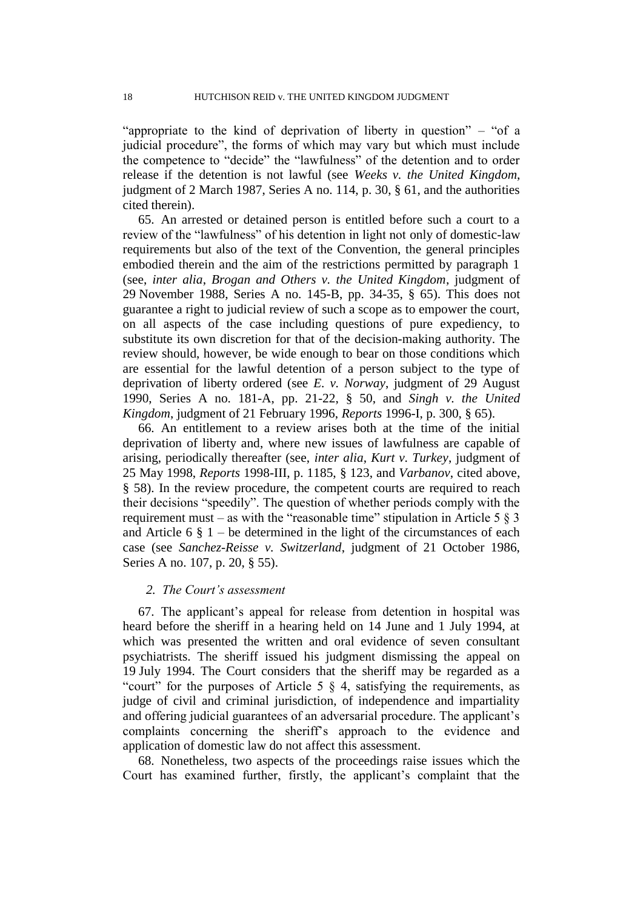"appropriate to the kind of deprivation of liberty in question" – "of a judicial procedure", the forms of which may vary but which must include the competence to "decide" the "lawfulness" of the detention and to order release if the detention is not lawful (see *Weeks v. the United Kingdom*, judgment of 2 March 1987, Series A no. 114, p. 30, § 61, and the authorities cited therein).

65. An arrested or detained person is entitled before such a court to a review of the "lawfulness" of his detention in light not only of domestic-law requirements but also of the text of the Convention, the general principles embodied therein and the aim of the restrictions permitted by paragraph 1 (see, *inter alia*, *Brogan and Others v. the United Kingdom*, judgment of 29 November 1988, Series A no. 145-B, pp. 34-35, § 65). This does not guarantee a right to judicial review of such a scope as to empower the court, on all aspects of the case including questions of pure expediency, to substitute its own discretion for that of the decision-making authority. The review should, however, be wide enough to bear on those conditions which are essential for the lawful detention of a person subject to the type of deprivation of liberty ordered (see *E. v. Norway*, judgment of 29 August 1990, Series A no. 181-A, pp. 21-22, § 50, and *Singh v. the United Kingdom*, judgment of 21 February 1996, *Reports* 1996-I, p. 300, § 65).

66. An entitlement to a review arises both at the time of the initial deprivation of liberty and, where new issues of lawfulness are capable of arising, periodically thereafter (see, *inter alia*, *Kurt v. Turkey*, judgment of 25 May 1998, *Reports* 1998-III, p. 1185, § 123, and *Varbanov*, cited above, § 58). In the review procedure, the competent courts are required to reach their decisions "speedily". The question of whether periods comply with the requirement must – as with the "reasonable time" stipulation in Article 5 § 3 and Article 6 § 1 – be determined in the light of the circumstances of each case (see *Sanchez-Reisse v. Switzerland*, judgment of 21 October 1986, Series A no. 107, p. 20, § 55).

### *2. The Court's assessment*

67. The applicant's appeal for release from detention in hospital was heard before the sheriff in a hearing held on 14 June and 1 July 1994, at which was presented the written and oral evidence of seven consultant psychiatrists. The sheriff issued his judgment dismissing the appeal on 19 July 1994. The Court considers that the sheriff may be regarded as a "court" for the purposes of Article 5 § 4, satisfying the requirements, as judge of civil and criminal jurisdiction, of independence and impartiality and offering judicial guarantees of an adversarial procedure. The applicant's complaints concerning the sheriff's approach to the evidence and application of domestic law do not affect this assessment.

68. Nonetheless, two aspects of the proceedings raise issues which the Court has examined further, firstly, the applicant's complaint that the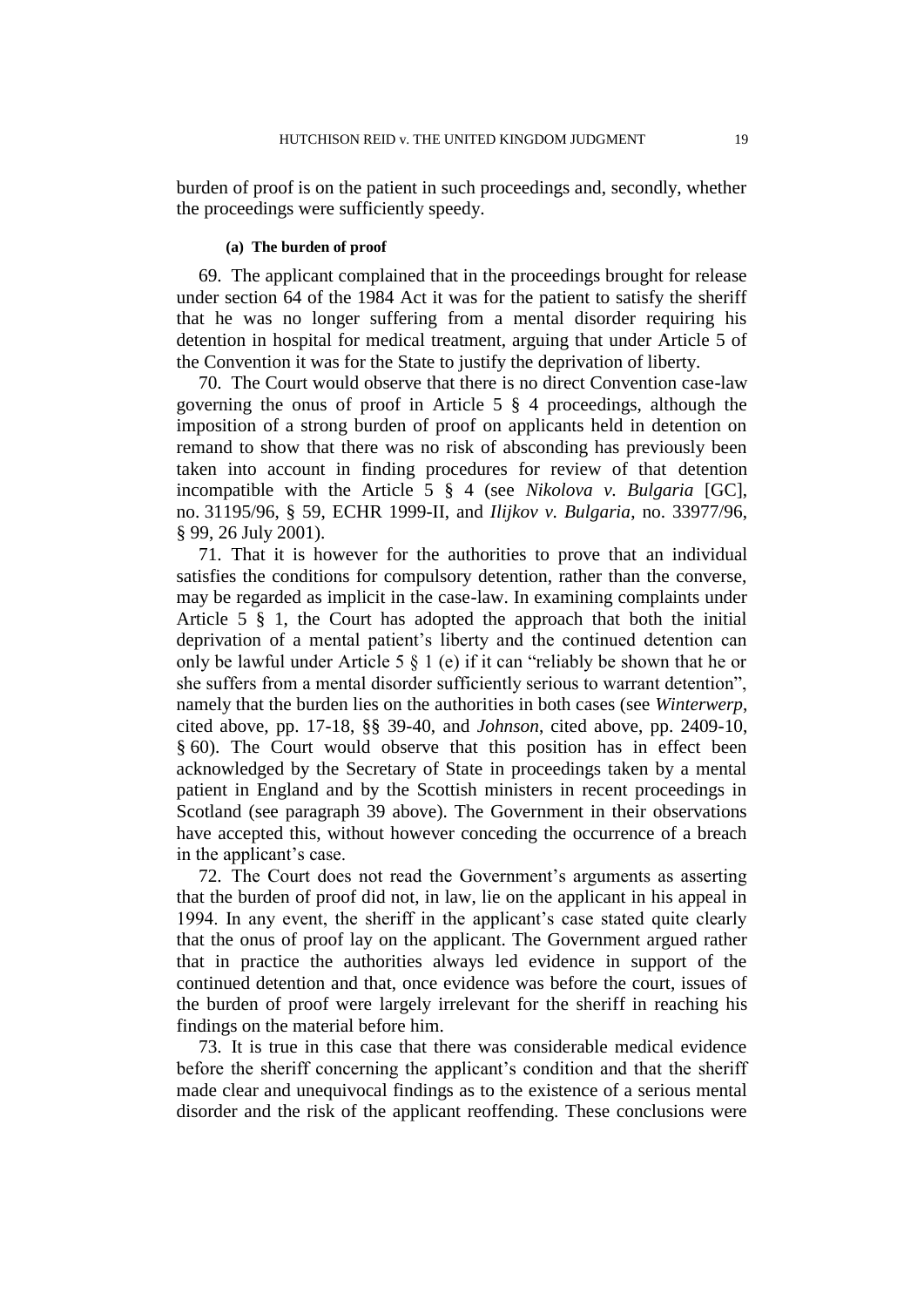burden of proof is on the patient in such proceedings and, secondly, whether the proceedings were sufficiently speedy.

#### (a) The burden of proof

69. The applicant complained that in the proceedings brought for release under section 64 of the 1984 Act it was for the patient to satisfy the sheriff that he was no longer suffering from a mental disorder requiring his detention in hospital for medical treatment, arguing that under Article 5 of the Convention it was for the State to justify the deprivation of liberty.

70. The Court would observe that there is no direct Convention case-law governing the onus of proof in Article 5 § 4 proceedings, although the imposition of a strong burden of proof on applicants held in detention on remand to show that there was no risk of absconding has previously been taken into account in finding procedures for review of that detention incompatible with the Article 5 § 4 (see *Nikolova v. Bulgaria* [GC], no. 31195/96, § 59, ECHR 1999-II, and *Ilijkov v. Bulgaria*, no. 33977/96, § 99, 26 July 2001).

71. That it is however for the authorities to prove that an individual satisfies the conditions for compulsory detention, rather than the converse, may be regarded as implicit in the case-law. In examining complaints under Article 5 § 1, the Court has adopted the approach that both the initial deprivation of a mental patient's liberty and the continued detention can only be lawful under Article 5 § 1 (e) if it can "reliably be shown that he or she suffers from a mental disorder sufficiently serious to warrant detention", namely that the burden lies on the authorities in both cases (see *Winterwerp*, cited above, pp. 17-18, §§ 39-40, and *Johnson*, cited above, pp. 2409-10, § 60). The Court would observe that this position has in effect been acknowledged by the Secretary of State in proceedings taken by a mental patient in England and by the Scottish ministers in recent proceedings in Scotland (see paragraph 39 above). The Government in their observations have accepted this, without however conceding the occurrence of a breach in the applicant's case.

72. The Court does not read the Government's arguments as asserting that the burden of proof did not, in law, lie on the applicant in his appeal in 1994. In any event, the sheriff in the applicant's case stated quite clearly that the onus of proof lay on the applicant. The Government argued rather that in practice the authorities always led evidence in support of the continued detention and that, once evidence was before the court, issues of the burden of proof were largely irrelevant for the sheriff in reaching his findings on the material before him.

73. It is true in this case that there was considerable medical evidence before the sheriff concerning the applicant's condition and that the sheriff made clear and unequivocal findings as to the existence of a serious mental disorder and the risk of the applicant reoffending. These conclusions were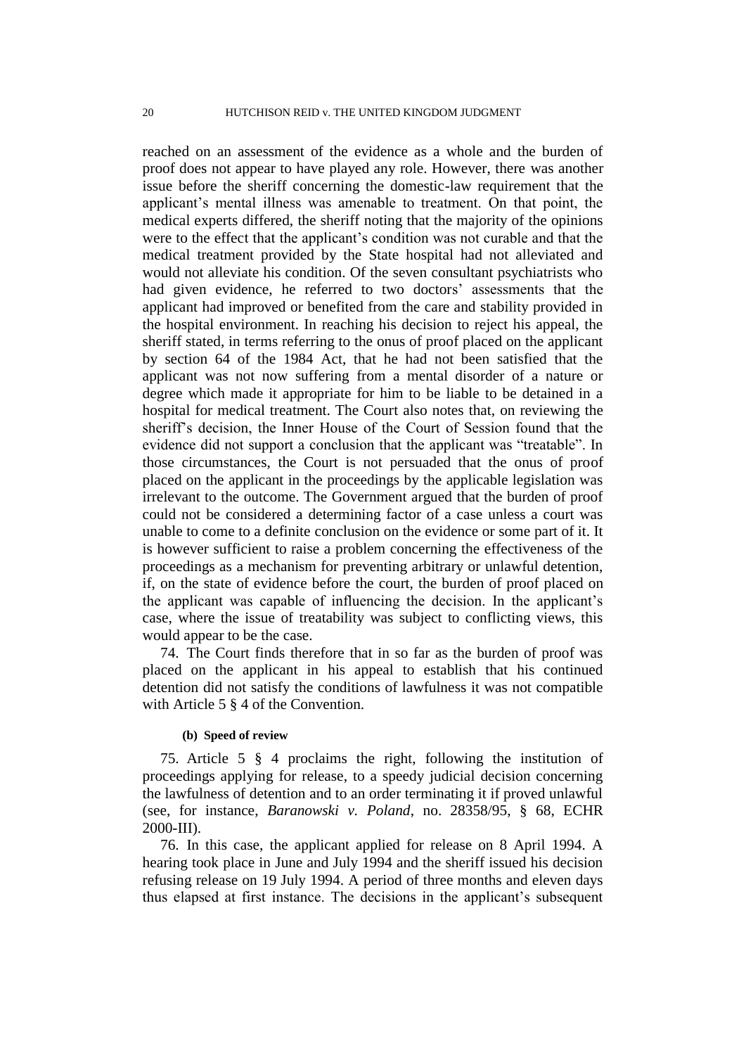reached on an assessment of the evidence as a whole and the burden of proof does not appear to have played any role. However, there was another issue before the sheriff concerning the domestic-law requirement that the applicant's mental illness was amenable to treatment. On that point, the medical experts differed, the sheriff noting that the majority of the opinions were to the effect that the applicant's condition was not curable and that the medical treatment provided by the State hospital had not alleviated and would not alleviate his condition. Of the seven consultant psychiatrists who had given evidence, he referred to two doctors' assessments that the applicant had improved or benefited from the care and stability provided in the hospital environment. In reaching his decision to reject his appeal, the sheriff stated, in terms referring to the onus of proof placed on the applicant by section 64 of the 1984 Act, that he had not been satisfied that the applicant was not now suffering from a mental disorder of a nature or degree which made it appropriate for him to be liable to be detained in a hospital for medical treatment. The Court also notes that, on reviewing the sheriff's decision, the Inner House of the Court of Session found that the evidence did not support a conclusion that the applicant was "treatable". In those circumstances, the Court is not persuaded that the onus of proof placed on the applicant in the proceedings by the applicable legislation was irrelevant to the outcome. The Government argued that the burden of proof could not be considered a determining factor of a case unless a court was unable to come to a definite conclusion on the evidence or some part of it. It is however sufficient to raise a problem concerning the effectiveness of the proceedings as a mechanism for preventing arbitrary or unlawful detention, if, on the state of evidence before the court, the burden of proof placed on the applicant was capable of influencing the decision. In the applicant's case, where the issue of treatability was subject to conflicting views, this would appear to be the case.

74. The Court finds therefore that in so far as the burden of proof was placed on the applicant in his appeal to establish that his continued detention did not satisfy the conditions of lawfulness it was not compatible with Article 5 § 4 of the Convention.

#### (b) Speed of review

75. Article 5 § 4 proclaims the right, following the institution of proceedings applying for release, to a speedy judicial decision concerning the lawfulness of detention and to an order terminating it if proved unlawful (see, for instance, *Baranowski v. Poland*, no. 28358/95, § 68, ECHR 2000-III).

76. In this case, the applicant applied for release on 8 April 1994. A hearing took place in June and July 1994 and the sheriff issued his decision refusing release on 19 July 1994. A period of three months and eleven days thus elapsed at first instance. The decisions in the applicant's subsequent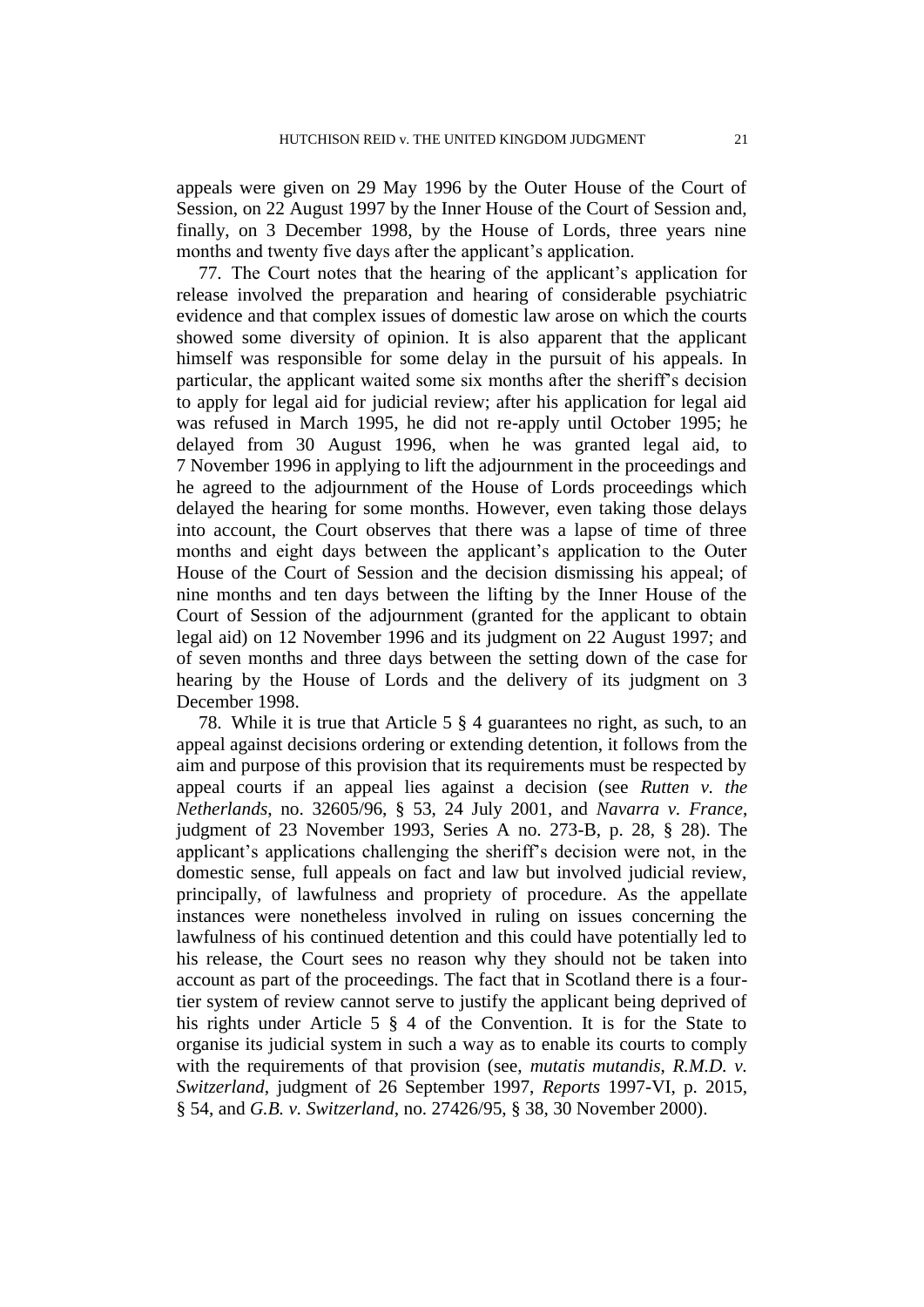appeals were given on 29 May 1996 by the Outer House of the Court of Session, on 22 August 1997 by the Inner House of the Court of Session and, finally, on 3 December 1998, by the House of Lords, three years nine months and twenty five days after the applicant's application.

77. The Court notes that the hearing of the applicant's application for release involved the preparation and hearing of considerable psychiatric evidence and that complex issues of domestic law arose on which the courts showed some diversity of opinion. It is also apparent that the applicant himself was responsible for some delay in the pursuit of his appeals. In particular, the applicant waited some six months after the sheriff's decision to apply for legal aid for judicial review; after his application for legal aid was refused in March 1995, he did not re-apply until October 1995; he delayed from 30 August 1996, when he was granted legal aid, to 7 November 1996 in applying to lift the adjournment in the proceedings and he agreed to the adjournment of the House of Lords proceedings which delayed the hearing for some months. However, even taking those delays into account, the Court observes that there was a lapse of time of three months and eight days between the applicant's application to the Outer House of the Court of Session and the decision dismissing his appeal; of nine months and ten days between the lifting by the Inner House of the Court of Session of the adjournment (granted for the applicant to obtain legal aid) on 12 November 1996 and its judgment on 22 August 1997; and of seven months and three days between the setting down of the case for hearing by the House of Lords and the delivery of its judgment on 3 December 1998.

78. While it is true that Article 5 § 4 guarantees no right, as such, to an appeal against decisions ordering or extending detention, it follows from the aim and purpose of this provision that its requirements must be respected by appeal courts if an appeal lies against a decision (see *Rutten v. the Netherlands*, no. 32605/96, § 53, 24 July 2001, and *Navarra v. France*, judgment of 23 November 1993, Series A no. 273-B, p. 28, § 28). The applicant's applications challenging the sheriff's decision were not, in the domestic sense, full appeals on fact and law but involved judicial review, principally, of lawfulness and propriety of procedure. As the appellate instances were nonetheless involved in ruling on issues concerning the lawfulness of his continued detention and this could have potentially led to his release, the Court sees no reason why they should not be taken into account as part of the proceedings. The fact that in Scotland there is a four-tier system of review cannot serve to justify the applicant being deprived of his rights under Article 5 § 4 of the Convention. It is for the State to organise its judicial system in such a way as to enable its courts to comply with the requirements of that provision (see, *mutatis mutandis*, *R.M.D. v. Switzerland*, judgment of 26 September 1997, *Reports* 1997-VI, p. 2015, § 54, and *G.B. v. Switzerland*, no. 27426/95, § 38, 30 November 2000).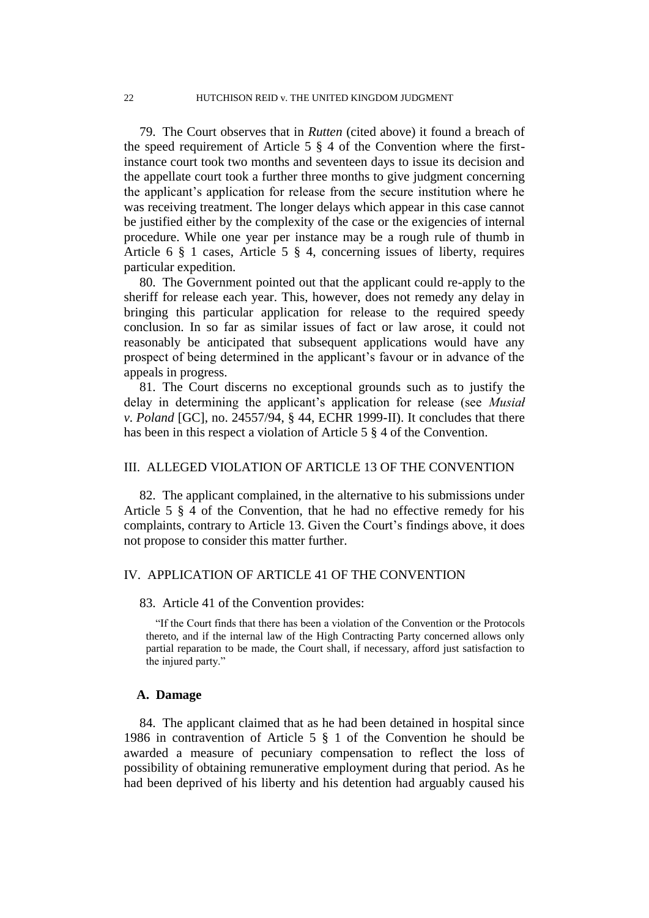79. The Court observes that in *Rutten* (cited above) it found a breach of the speed requirement of Article 5 § 4 of the Convention where the first-instance court took two months and seventeen days to issue its decision and the appellate court took a further three months to give judgment concerning the applicant's application for release from the secure institution where he was receiving treatment. The longer delays which appear in this case cannot be justified either by the complexity of the case or the exigencies of internal procedure. While one year per instance may be a rough rule of thumb in Article 6 § 1 cases, Article 5 § 4, concerning issues of liberty, requires particular expedition.

80. The Government pointed out that the applicant could re-apply to the sheriff for release each year. This, however, does not remedy any delay in bringing this particular application for release to the required speedy conclusion. In so far as similar issues of fact or law arose, it could not reasonably be anticipated that subsequent applications would have any prospect of being determined in the applicant's favour or in advance of the appeals in progress.

81. The Court discerns no exceptional grounds such as to justify the delay in determining the applicant's application for release (see *Musiał v. Poland* [GC], no. 24557/94, § 44, ECHR 1999-II). It concludes that there has been in this respect a violation of Article 5 § 4 of the Convention.

## III. ALLEGED VIOLATION OF ARTICLE 13 OF THE CONVENTION

82. The applicant complained, in the alternative to his submissions under Article 5 § 4 of the Convention, that he had no effective remedy for his complaints, contrary to Article 13. Given the Court's findings above, it does not propose to consider this matter further.

## IV. APPLICATION OF ARTICLE 41 OF THE CONVENTION

83. Article 41 of the Convention provides:

> "If the Court finds that there has been a violation of the Convention or the Protocols thereto, and if the internal law of the High Contracting Party concerned allows only partial reparation to be made, the Court shall, if necessary, afford just satisfaction to the injured party."

### A. Damage

84. The applicant claimed that as he had been detained in hospital since 1986 in contravention of Article 5 § 1 of the Convention he should be awarded a measure of pecuniary compensation to reflect the loss of possibility of obtaining remunerative employment during that period. As he had been deprived of his liberty and his detention had arguably caused his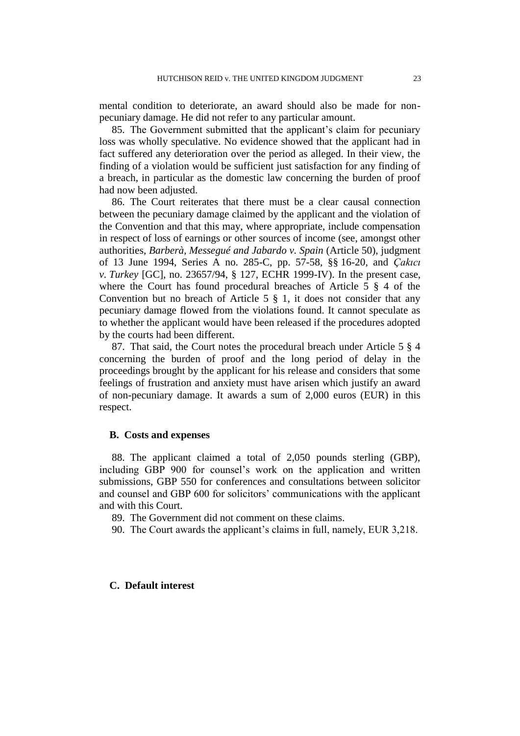mental condition to deteriorate, an award should also be made for non-pecuniary damage. He did not refer to any particular amount.

85. The Government submitted that the applicant's claim for pecuniary loss was wholly speculative. No evidence showed that the applicant had in fact suffered any deterioration over the period as alleged. In their view, the finding of a violation would be sufficient just satisfaction for any finding of a breach, in particular as the domestic law concerning the burden of proof had now been adjusted.

86. The Court reiterates that there must be a clear causal connection between the pecuniary damage claimed by the applicant and the violation of the Convention and that this may, where appropriate, include compensation in respect of loss of earnings or other sources of income (see, amongst other authorities, *Barberà, Messegué and Jabardo v. Spain* (Article 50), judgment of 13 June 1994, Series A no. 285-C, pp. 57-58, §§ 16-20, and *Çakıcı v. Turkey* [GC], no. 23657/94, § 127, ECHR 1999-IV). In the present case, where the Court has found procedural breaches of Article 5 § 4 of the Convention but no breach of Article 5 § 1, it does not consider that any pecuniary damage flowed from the violations found. It cannot speculate as to whether the applicant would have been released if the procedures adopted by the courts had been different.

87. That said, the Court notes the procedural breach under Article 5 § 4 concerning the burden of proof and the long period of delay in the proceedings brought by the applicant for his release and considers that some feelings of frustration and anxiety must have arisen which justify an award of non-pecuniary damage. It awards a sum of 2,000 euros (EUR) in this respect.

## B. Costs and expenses

88. The applicant claimed a total of 2,050 pounds sterling (GBP), including GBP 900 for counsel's work on the application and written submissions, GBP 550 for conferences and consultations between solicitor and counsel and GBP 600 for solicitors' communications with the applicant and with this Court.

89. The Government did not comment on these claims.

90. The Court awards the applicant's claims in full, namely, EUR 3,218.

## C. Default interest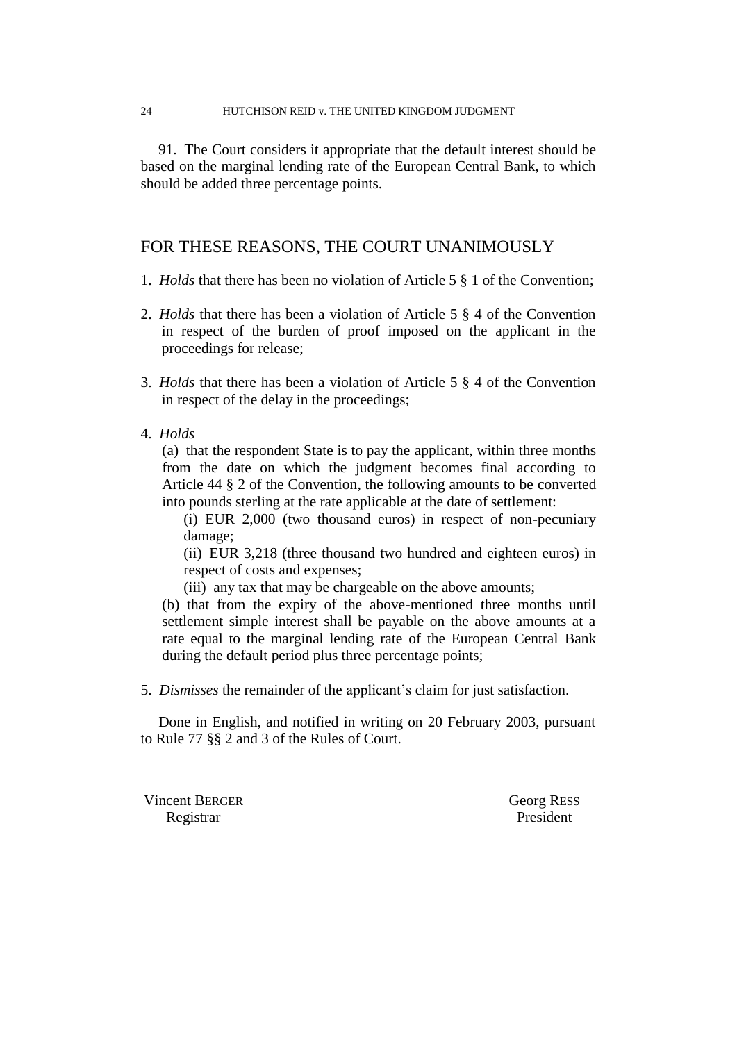91. The Court considers it appropriate that the default interest should be based on the marginal lending rate of the European Central Bank, to which should be added three percentage points.

## FOR THESE REASONS, THE COURT UNANIMOUSLY

1. *Holds* that there has been no violation of Article 5 § 1 of the Convention;

2. *Holds* that there has been a violation of Article 5 § 4 of the Convention in respect of the burden of proof imposed on the applicant in the proceedings for release;

3. *Holds* that there has been a violation of Article 5 § 4 of the Convention in respect of the delay in the proceedings;

4. *Holds*

   (a) that the respondent State is to pay the applicant, within three months from the date on which the judgment becomes final according to Article 44 § 2 of the Convention, the following amounts to be converted into pounds sterling at the rate applicable at the date of settlement:

   (i) EUR 2,000 (two thousand euros) in respect of non-pecuniary damage;

   (ii) EUR 3,218 (three thousand two hundred and eighteen euros) in respect of costs and expenses;

   (iii) any tax that may be chargeable on the above amounts;

   (b) that from the expiry of the above-mentioned three months until settlement simple interest shall be payable on the above amounts at a rate equal to the marginal lending rate of the European Central Bank during the default period plus three percentage points;

5. *Dismisses* the remainder of the applicant's claim for just satisfaction.

Done in English, and notified in writing on 20 February 2003, pursuant to Rule 77 §§ 2 and 3 of the Rules of Court.

Vincent BERGER
Registrar

Georg RESS
President